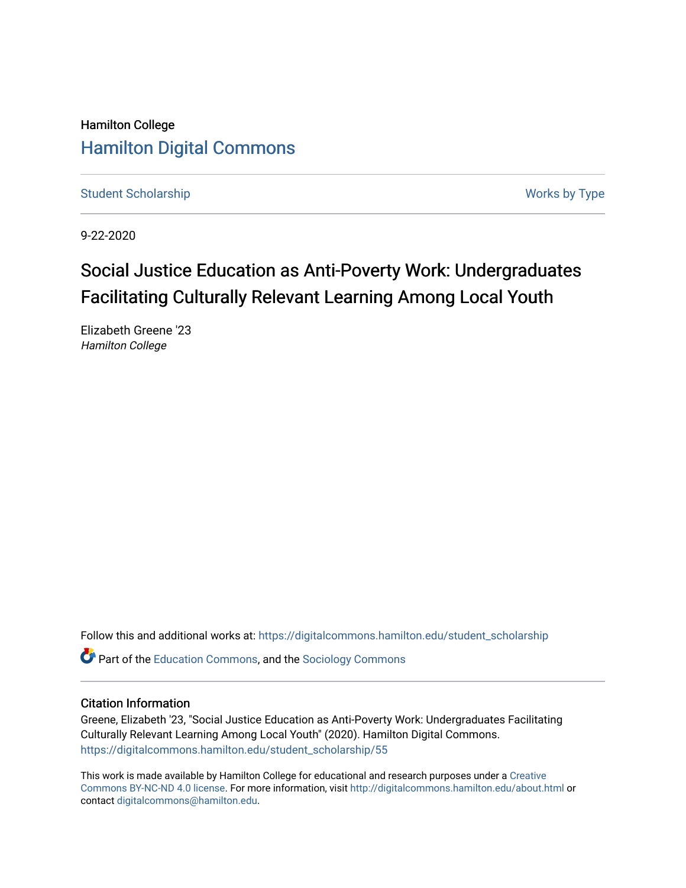Hamilton College

[Hamilton Digital Commons](https://digitalcommons.hamilton.edu)

[Student Scholarship](https://digitalcommons.hamilton.edu/student_scholarship) | [Works by Type](https://digitalcommons.hamilton.edu)

9-22-2020

# Social Justice Education as Anti-Poverty Work: Undergraduates Facilitating Culturally Relevant Learning Among Local Youth

Elizabeth Greene '23
*Hamilton College*

Follow this and additional works at: https://digitalcommons.hamilton.edu/student_scholarship

Part of the Education Commons, and the Sociology Commons

## Citation Information

Greene, Elizabeth '23, "Social Justice Education as Anti-Poverty Work: Undergraduates Facilitating Culturally Relevant Learning Among Local Youth" (2020). Hamilton Digital Commons.
https://digitalcommons.hamilton.edu/student_scholarship/55

This work is made available by Hamilton College for educational and research purposes under a Creative Commons BY-NC-ND 4.0 license. For more information, visit http://digitalcommons.hamilton.edu/about.html or contact digitalcommons@hamilton.edu.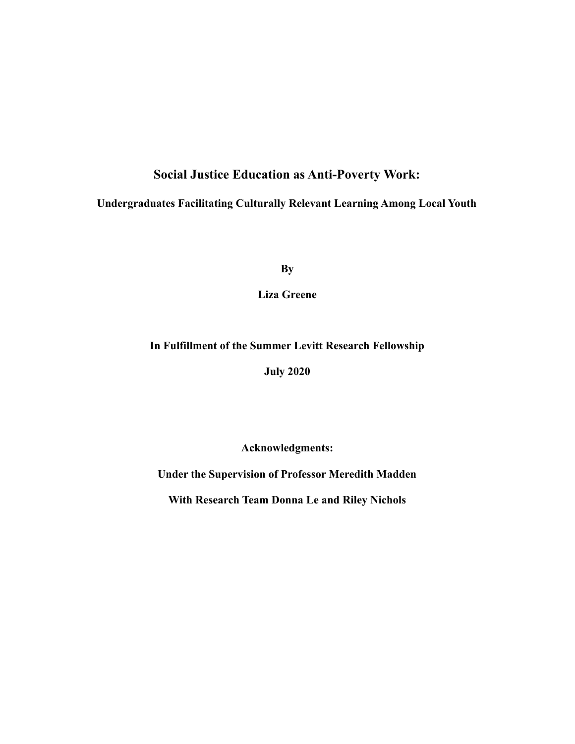# Social Justice Education as Anti-Poverty Work:

## Undergraduates Facilitating Culturally Relevant Learning Among Local Youth

**By**

**Liza Greene**

**In Fulfillment of the Summer Levitt Research Fellowship**

**July 2020**

**Acknowledgments:**

**Under the Supervision of Professor Meredith Madden**

**With Research Team Donna Le and Riley Nichols**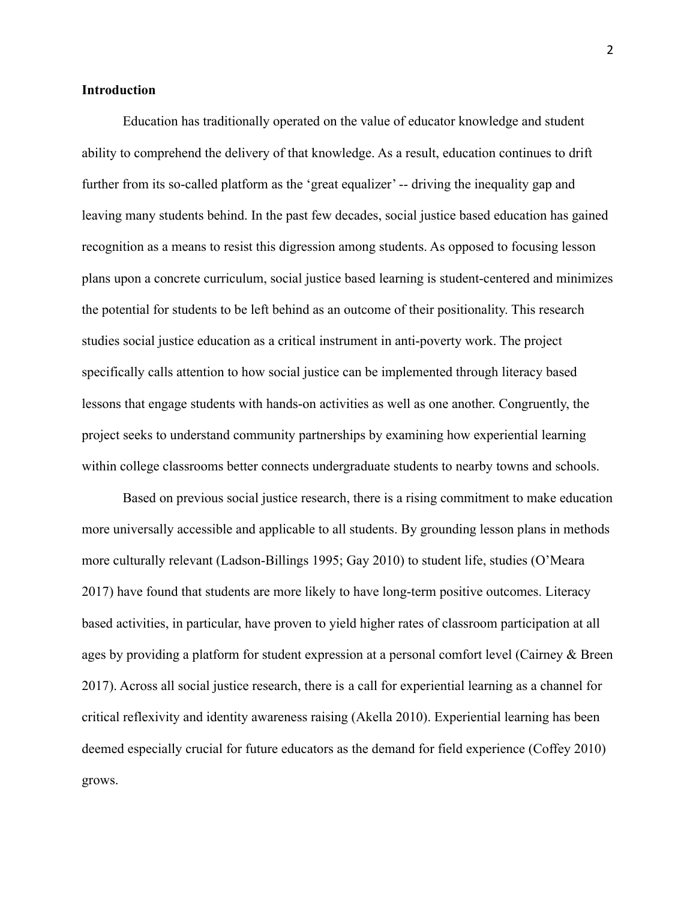**Introduction**

Education has traditionally operated on the value of educator knowledge and student ability to comprehend the delivery of that knowledge. As a result, education continues to drift further from its so-called platform as the 'great equalizer' -- driving the inequality gap and leaving many students behind. In the past few decades, social justice based education has gained recognition as a means to resist this digression among students. As opposed to focusing lesson plans upon a concrete curriculum, social justice based learning is student-centered and minimizes the potential for students to be left behind as an outcome of their positionality. This research studies social justice education as a critical instrument in anti-poverty work. The project specifically calls attention to how social justice can be implemented through literacy based lessons that engage students with hands-on activities as well as one another. Congruently, the project seeks to understand community partnerships by examining how experiential learning within college classrooms better connects undergraduate students to nearby towns and schools.

Based on previous social justice research, there is a rising commitment to make education more universally accessible and applicable to all students. By grounding lesson plans in methods more culturally relevant (Ladson-Billings 1995; Gay 2010) to student life, studies (O'Meara 2017) have found that students are more likely to have long-term positive outcomes. Literacy based activities, in particular, have proven to yield higher rates of classroom participation at all ages by providing a platform for student expression at a personal comfort level (Cairney & Breen 2017). Across all social justice research, there is a call for experiential learning as a channel for critical reflexivity and identity awareness raising (Akella 2010). Experiential learning has been deemed especially crucial for future educators as the demand for field experience (Coffey 2010) grows.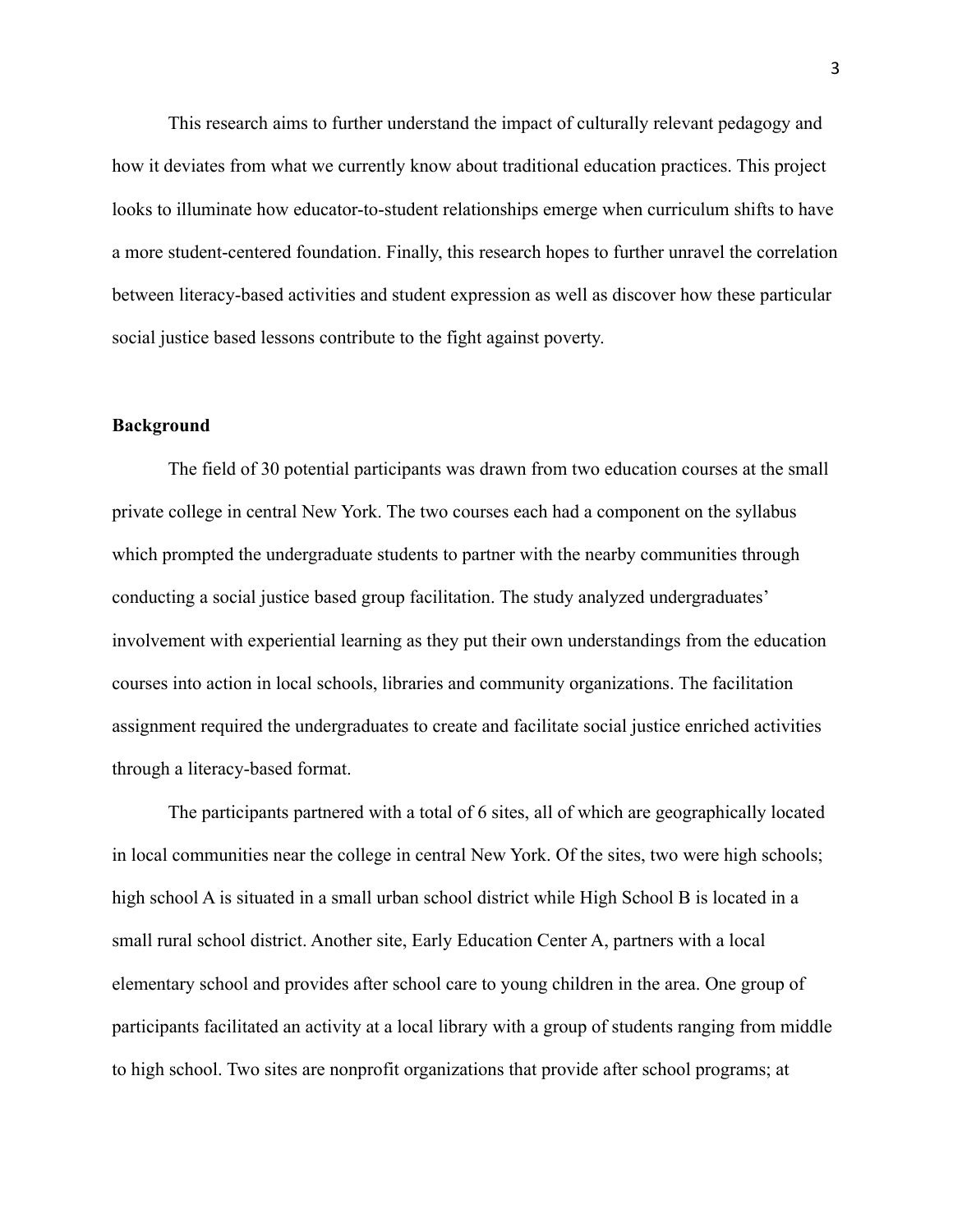This research aims to further understand the impact of culturally relevant pedagogy and how it deviates from what we currently know about traditional education practices. This project looks to illuminate how educator-to-student relationships emerge when curriculum shifts to have a more student-centered foundation. Finally, this research hopes to further unravel the correlation between literacy-based activities and student expression as well as discover how these particular social justice based lessons contribute to the fight against poverty.

**Background**

The field of 30 potential participants was drawn from two education courses at the small private college in central New York. The two courses each had a component on the syllabus which prompted the undergraduate students to partner with the nearby communities through conducting a social justice based group facilitation. The study analyzed undergraduates' involvement with experiential learning as they put their own understandings from the education courses into action in local schools, libraries and community organizations. The facilitation assignment required the undergraduates to create and facilitate social justice enriched activities through a literacy-based format.

The participants partnered with a total of 6 sites, all of which are geographically located in local communities near the college in central New York. Of the sites, two were high schools; high school A is situated in a small urban school district while High School B is located in a small rural school district. Another site, Early Education Center A, partners with a local elementary school and provides after school care to young children in the area. One group of participants facilitated an activity at a local library with a group of students ranging from middle to high school. Two sites are nonprofit organizations that provide after school programs; at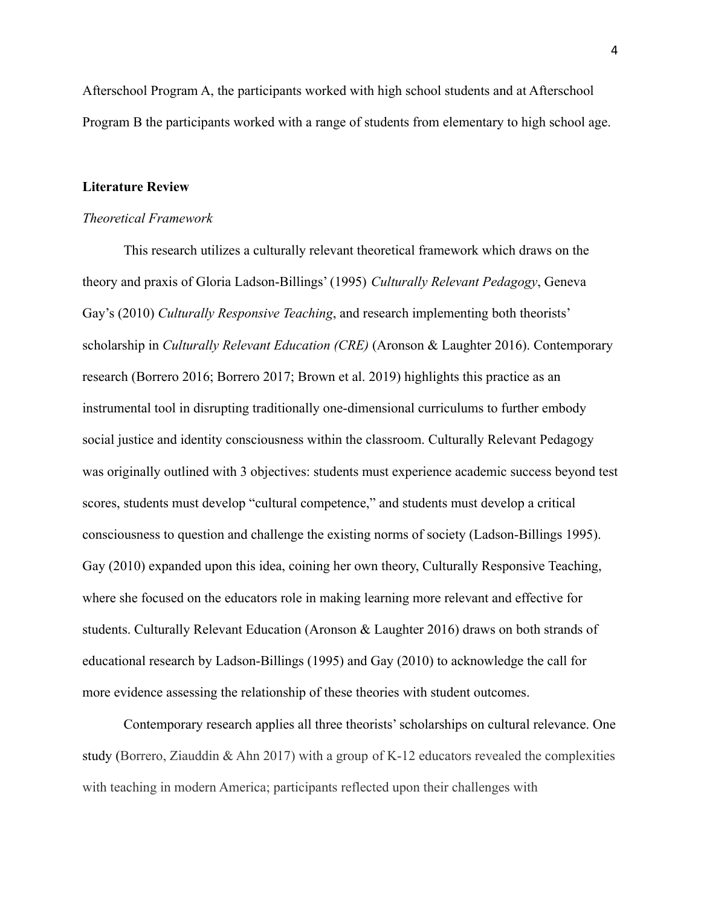Afterschool Program A, the participants worked with high school students and at Afterschool Program B the participants worked with a range of students from elementary to high school age.

## Literature Review

### *Theoretical Framework*

This research utilizes a culturally relevant theoretical framework which draws on the theory and praxis of Gloria Ladson-Billings' (1995) *Culturally Relevant Pedagogy*, Geneva Gay's (2010) *Culturally Responsive Teaching*, and research implementing both theorists' scholarship in *Culturally Relevant Education (CRE)* (Aronson & Laughter 2016). Contemporary research (Borrero 2016; Borrero 2017; Brown et al. 2019) highlights this practice as an instrumental tool in disrupting traditionally one-dimensional curriculums to further embody social justice and identity consciousness within the classroom. Culturally Relevant Pedagogy was originally outlined with 3 objectives: students must experience academic success beyond test scores, students must develop "cultural competence," and students must develop a critical consciousness to question and challenge the existing norms of society (Ladson-Billings 1995). Gay (2010) expanded upon this idea, coining her own theory, Culturally Responsive Teaching, where she focused on the educators role in making learning more relevant and effective for students. Culturally Relevant Education (Aronson & Laughter 2016) draws on both strands of educational research by Ladson-Billings (1995) and Gay (2010) to acknowledge the call for more evidence assessing the relationship of these theories with student outcomes.

Contemporary research applies all three theorists' scholarships on cultural relevance. One study (Borrero, Ziauddin & Ahn 2017) with a group of K-12 educators revealed the complexities with teaching in modern America; participants reflected upon their challenges with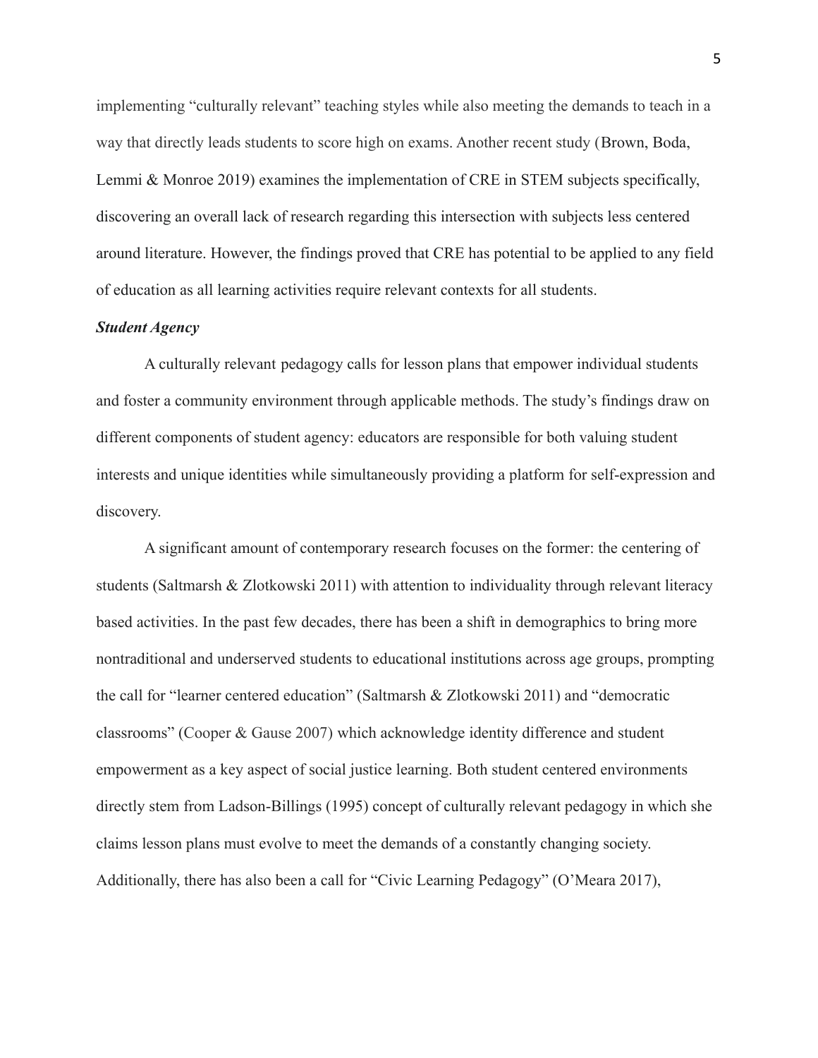implementing "culturally relevant" teaching styles while also meeting the demands to teach in a way that directly leads students to score high on exams. Another recent study (Brown, Boda, Lemmi & Monroe 2019) examines the implementation of CRE in STEM subjects specifically, discovering an overall lack of research regarding this intersection with subjects less centered around literature. However, the findings proved that CRE has potential to be applied to any field of education as all learning activities require relevant contexts for all students.

### *Student Agency*

A culturally relevant pedagogy calls for lesson plans that empower individual students and foster a community environment through applicable methods. The study's findings draw on different components of student agency: educators are responsible for both valuing student interests and unique identities while simultaneously providing a platform for self-expression and discovery.

A significant amount of contemporary research focuses on the former: the centering of students (Saltmarsh & Zlotkowski 2011) with attention to individuality through relevant literacy based activities. In the past few decades, there has been a shift in demographics to bring more nontraditional and underserved students to educational institutions across age groups, prompting the call for "learner centered education" (Saltmarsh & Zlotkowski 2011) and "democratic classrooms" (Cooper & Gause 2007) which acknowledge identity difference and student empowerment as a key aspect of social justice learning. Both student centered environments directly stem from Ladson-Billings (1995) concept of culturally relevant pedagogy in which she claims lesson plans must evolve to meet the demands of a constantly changing society. Additionally, there has also been a call for "Civic Learning Pedagogy" (O'Meara 2017),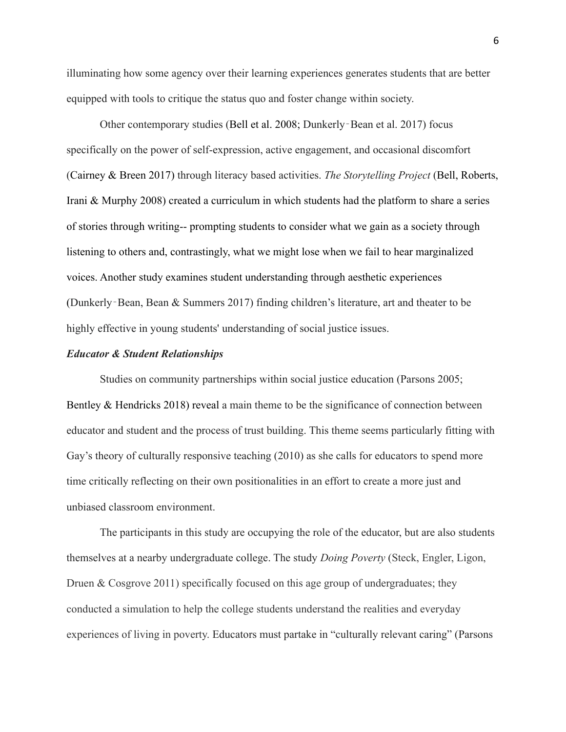illuminating how some agency over their learning experiences generates students that are better equipped with tools to critique the status quo and foster change within society.

Other contemporary studies (Bell et al. 2008; Dunkerly‑Bean et al. 2017) focus specifically on the power of self-expression, active engagement, and occasional discomfort (Cairney & Breen 2017) through literacy based activities. *The Storytelling Project* (Bell, Roberts, Irani & Murphy 2008) created a curriculum in which students had the platform to share a series of stories through writing-- prompting students to consider what we gain as a society through listening to others and, contrastingly, what we might lose when we fail to hear marginalized voices. Another study examines student understanding through aesthetic experiences (Dunkerly‑Bean, Bean & Summers 2017) finding children's literature, art and theater to be highly effective in young students' understanding of social justice issues.

***Educator & Student Relationships***

Studies on community partnerships within social justice education (Parsons 2005; Bentley & Hendricks 2018) reveal a main theme to be the significance of connection between educator and student and the process of trust building. This theme seems particularly fitting with Gay's theory of culturally responsive teaching (2010) as she calls for educators to spend more time critically reflecting on their own positionalities in an effort to create a more just and unbiased classroom environment.

The participants in this study are occupying the role of the educator, but are also students themselves at a nearby undergraduate college. The study *Doing Poverty* (Steck, Engler, Ligon, Druen & Cosgrove 2011) specifically focused on this age group of undergraduates; they conducted a simulation to help the college students understand the realities and everyday experiences of living in poverty. Educators must partake in "culturally relevant caring" (Parsons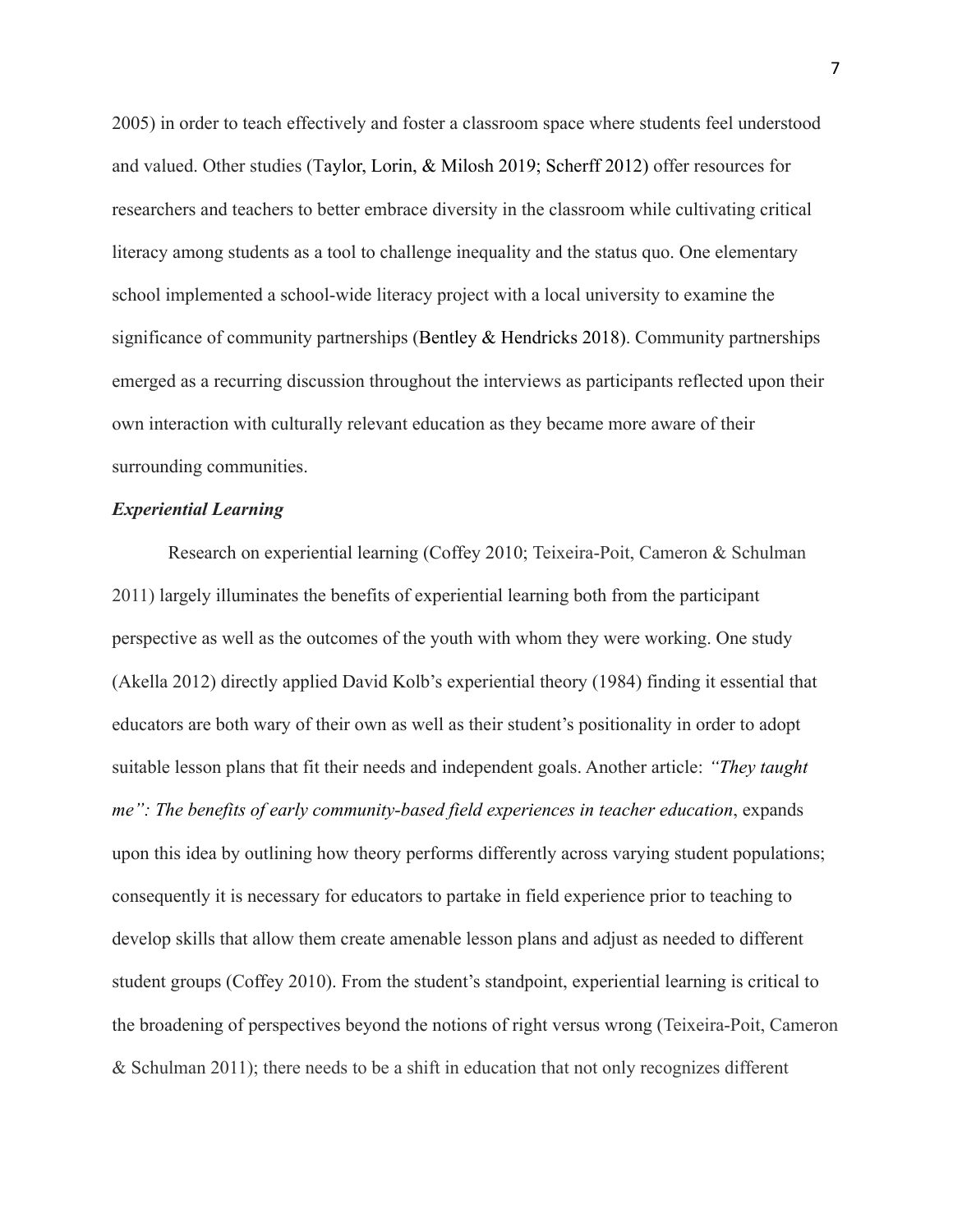2005) in order to teach effectively and foster a classroom space where students feel understood and valued. Other studies (Taylor, Lorin, & Milosh 2019; Scherff 2012) offer resources for researchers and teachers to better embrace diversity in the classroom while cultivating critical literacy among students as a tool to challenge inequality and the status quo. One elementary school implemented a school-wide literacy project with a local university to examine the significance of community partnerships (Bentley & Hendricks 2018). Community partnerships emerged as a recurring discussion throughout the interviews as participants reflected upon their own interaction with culturally relevant education as they became more aware of their surrounding communities.

### *Experiential Learning*

Research on experiential learning (Coffey 2010; Teixeira-Poit, Cameron & Schulman 2011) largely illuminates the benefits of experiential learning both from the participant perspective as well as the outcomes of the youth with whom they were working. One study (Akella 2012) directly applied David Kolb's experiential theory (1984) finding it essential that educators are both wary of their own as well as their student's positionality in order to adopt suitable lesson plans that fit their needs and independent goals. Another article: *"They taught me": The benefits of early community-based field experiences in teacher education*, expands upon this idea by outlining how theory performs differently across varying student populations; consequently it is necessary for educators to partake in field experience prior to teaching to develop skills that allow them create amenable lesson plans and adjust as needed to different student groups (Coffey 2010). From the student's standpoint, experiential learning is critical to the broadening of perspectives beyond the notions of right versus wrong (Teixeira-Poit, Cameron & Schulman 2011); there needs to be a shift in education that not only recognizes different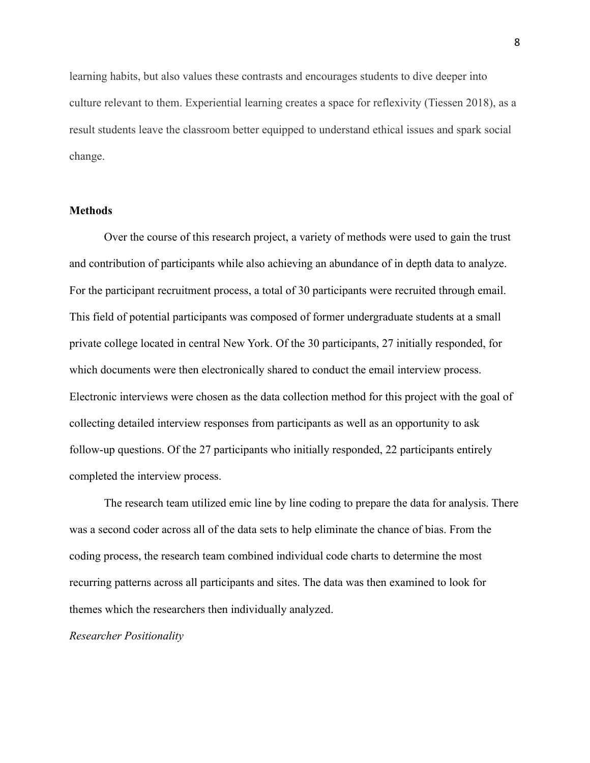learning habits, but also values these contrasts and encourages students to dive deeper into culture relevant to them. Experiential learning creates a space for reflexivity (Tiessen 2018), as a result students leave the classroom better equipped to understand ethical issues and spark social change.

## Methods

Over the course of this research project, a variety of methods were used to gain the trust and contribution of participants while also achieving an abundance of in depth data to analyze. For the participant recruitment process, a total of 30 participants were recruited through email. This field of potential participants was composed of former undergraduate students at a small private college located in central New York. Of the 30 participants, 27 initially responded, for which documents were then electronically shared to conduct the email interview process. Electronic interviews were chosen as the data collection method for this project with the goal of collecting detailed interview responses from participants as well as an opportunity to ask follow-up questions. Of the 27 participants who initially responded, 22 participants entirely completed the interview process.

The research team utilized emic line by line coding to prepare the data for analysis. There was a second coder across all of the data sets to help eliminate the chance of bias. From the coding process, the research team combined individual code charts to determine the most recurring patterns across all participants and sites. The data was then examined to look for themes which the researchers then individually analyzed.

### *Researcher Positionality*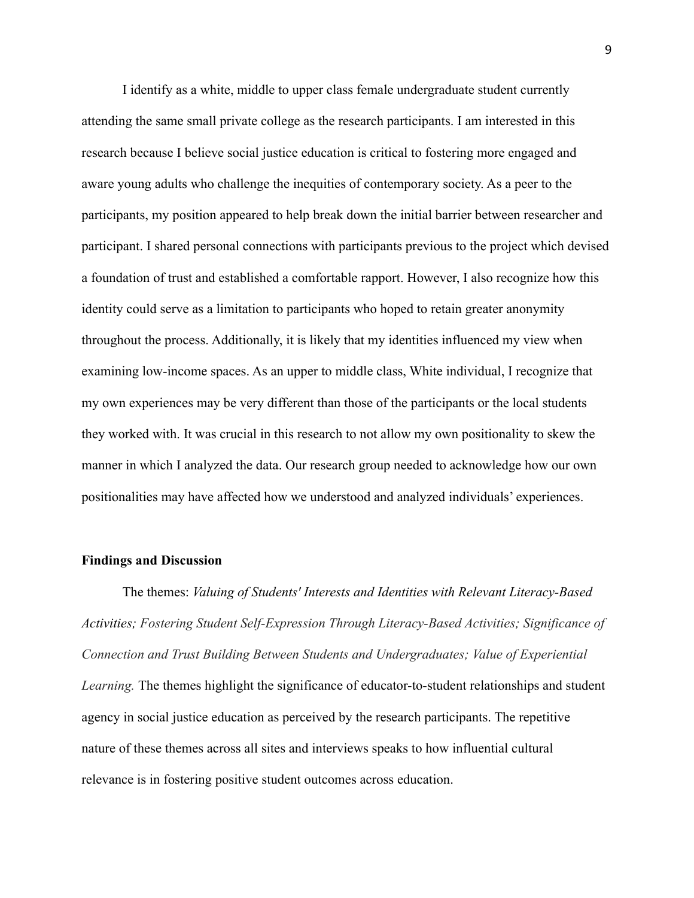I identify as a white, middle to upper class female undergraduate student currently attending the same small private college as the research participants. I am interested in this research because I believe social justice education is critical to fostering more engaged and aware young adults who challenge the inequities of contemporary society. As a peer to the participants, my position appeared to help break down the initial barrier between researcher and participant. I shared personal connections with participants previous to the project which devised a foundation of trust and established a comfortable rapport. However, I also recognize how this identity could serve as a limitation to participants who hoped to retain greater anonymity throughout the process. Additionally, it is likely that my identities influenced my view when examining low-income spaces. As an upper to middle class, White individual, I recognize that my own experiences may be very different than those of the participants or the local students they worked with. It was crucial in this research to not allow my own positionality to skew the manner in which I analyzed the data. Our research group needed to acknowledge how our own positionalities may have affected how we understood and analyzed individuals' experiences.

**Findings and Discussion**

The themes: *Valuing of Students' Interests and Identities with Relevant Literacy-Based Activities; Fostering Student Self-Expression Through Literacy-Based Activities; Significance of Connection and Trust Building Between Students and Undergraduates; Value of Experiential Learning.* The themes highlight the significance of educator-to-student relationships and student agency in social justice education as perceived by the research participants. The repetitive nature of these themes across all sites and interviews speaks to how influential cultural relevance is in fostering positive student outcomes across education.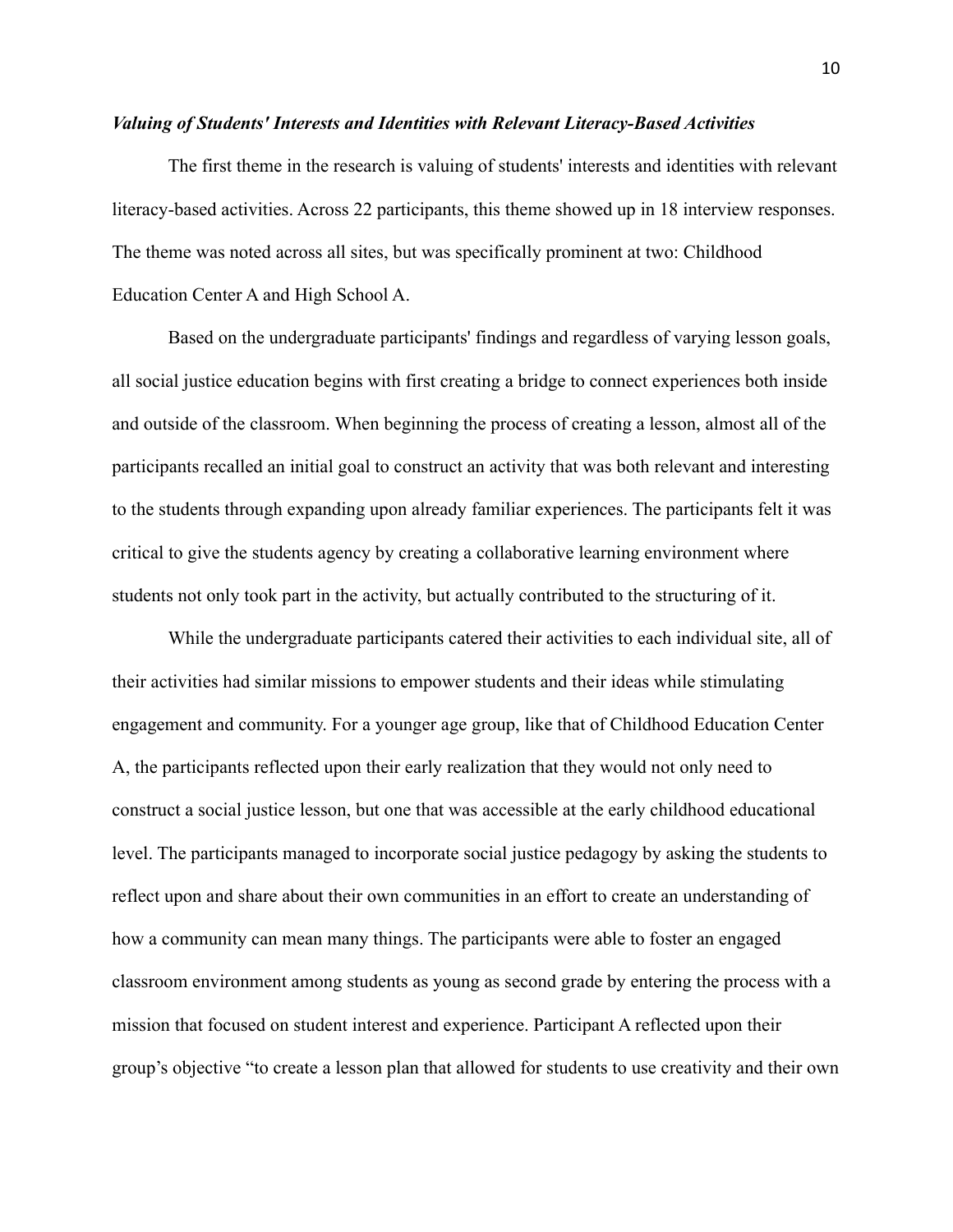### *Valuing of Students' Interests and Identities with Relevant Literacy-Based Activities*

The first theme in the research is valuing of students' interests and identities with relevant literacy-based activities. Across 22 participants, this theme showed up in 18 interview responses. The theme was noted across all sites, but was specifically prominent at two: Childhood Education Center A and High School A.

Based on the undergraduate participants' findings and regardless of varying lesson goals, all social justice education begins with first creating a bridge to connect experiences both inside and outside of the classroom. When beginning the process of creating a lesson, almost all of the participants recalled an initial goal to construct an activity that was both relevant and interesting to the students through expanding upon already familiar experiences. The participants felt it was critical to give the students agency by creating a collaborative learning environment where students not only took part in the activity, but actually contributed to the structuring of it.

While the undergraduate participants catered their activities to each individual site, all of their activities had similar missions to empower students and their ideas while stimulating engagement and community. For a younger age group, like that of Childhood Education Center A, the participants reflected upon their early realization that they would not only need to construct a social justice lesson, but one that was accessible at the early childhood educational level. The participants managed to incorporate social justice pedagogy by asking the students to reflect upon and share about their own communities in an effort to create an understanding of how a community can mean many things. The participants were able to foster an engaged classroom environment among students as young as second grade by entering the process with a mission that focused on student interest and experience. Participant A reflected upon their group's objective "to create a lesson plan that allowed for students to use creativity and their own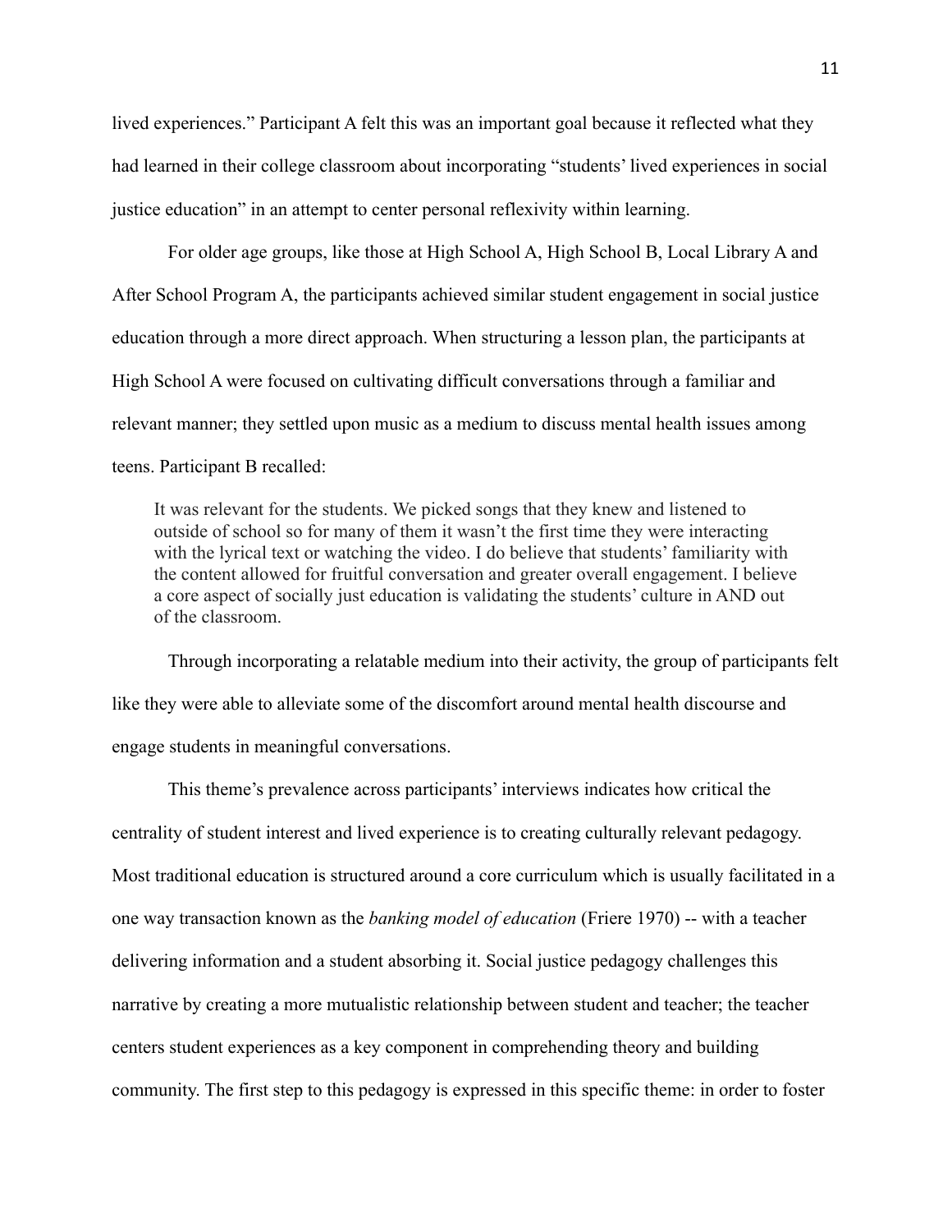lived experiences." Participant A felt this was an important goal because it reflected what they had learned in their college classroom about incorporating "students' lived experiences in social justice education" in an attempt to center personal reflexivity within learning.

For older age groups, like those at High School A, High School B, Local Library A and After School Program A, the participants achieved similar student engagement in social justice education through a more direct approach. When structuring a lesson plan, the participants at High School A were focused on cultivating difficult conversations through a familiar and relevant manner; they settled upon music as a medium to discuss mental health issues among teens. Participant B recalled:

> It was relevant for the students. We picked songs that they knew and listened to outside of school so for many of them it wasn't the first time they were interacting with the lyrical text or watching the video. I do believe that students' familiarity with the content allowed for fruitful conversation and greater overall engagement. I believe a core aspect of socially just education is validating the students' culture in AND out of the classroom.

Through incorporating a relatable medium into their activity, the group of participants felt like they were able to alleviate some of the discomfort around mental health discourse and engage students in meaningful conversations.

This theme's prevalence across participants' interviews indicates how critical the centrality of student interest and lived experience is to creating culturally relevant pedagogy. Most traditional education is structured around a core curriculum which is usually facilitated in a one way transaction known as the *banking model of education* (Friere 1970) -- with a teacher delivering information and a student absorbing it. Social justice pedagogy challenges this narrative by creating a more mutualistic relationship between student and teacher; the teacher centers student experiences as a key component in comprehending theory and building community. The first step to this pedagogy is expressed in this specific theme: in order to foster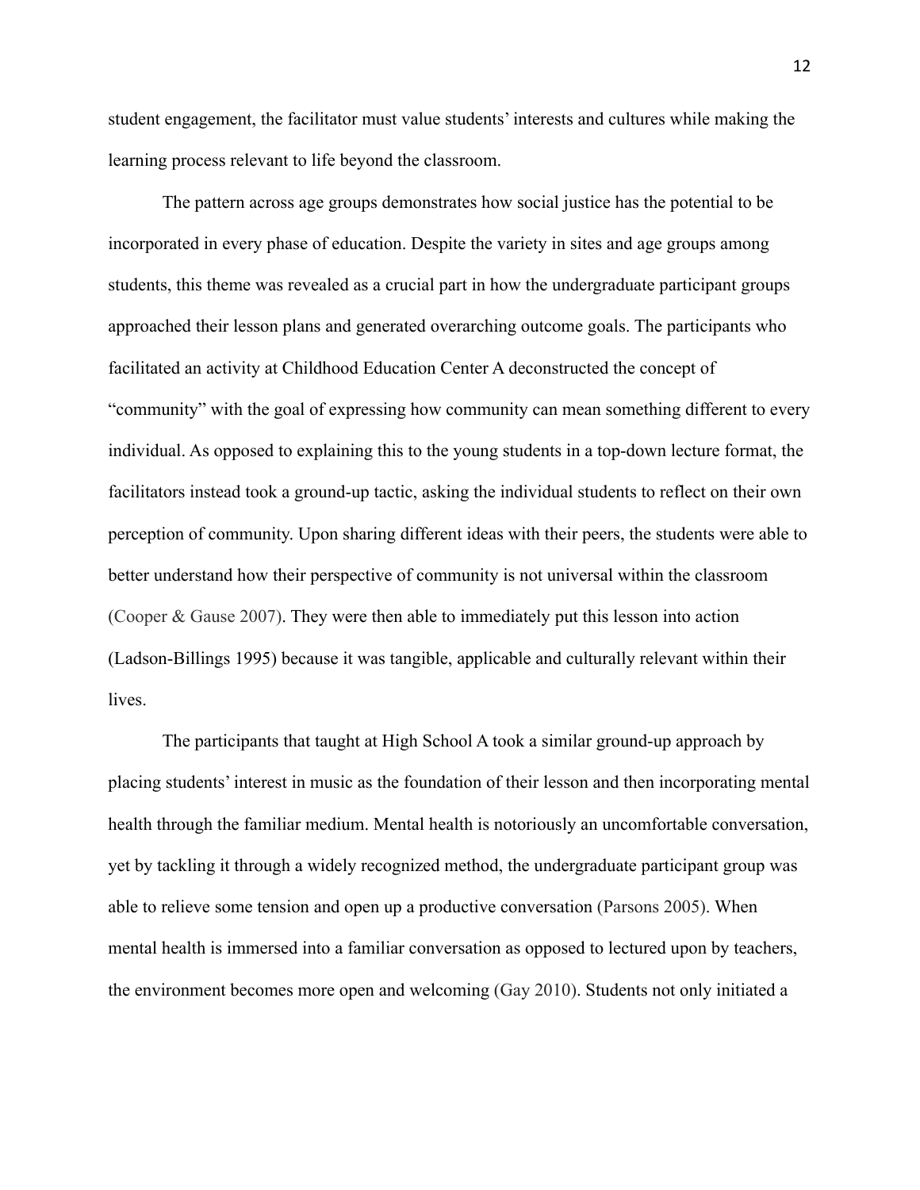student engagement, the facilitator must value students' interests and cultures while making the learning process relevant to life beyond the classroom.

The pattern across age groups demonstrates how social justice has the potential to be incorporated in every phase of education. Despite the variety in sites and age groups among students, this theme was revealed as a crucial part in how the undergraduate participant groups approached their lesson plans and generated overarching outcome goals. The participants who facilitated an activity at Childhood Education Center A deconstructed the concept of "community" with the goal of expressing how community can mean something different to every individual. As opposed to explaining this to the young students in a top-down lecture format, the facilitators instead took a ground-up tactic, asking the individual students to reflect on their own perception of community. Upon sharing different ideas with their peers, the students were able to better understand how their perspective of community is not universal within the classroom (Cooper & Gause 2007). They were then able to immediately put this lesson into action (Ladson-Billings 1995) because it was tangible, applicable and culturally relevant within their lives.

The participants that taught at High School A took a similar ground-up approach by placing students' interest in music as the foundation of their lesson and then incorporating mental health through the familiar medium. Mental health is notoriously an uncomfortable conversation, yet by tackling it through a widely recognized method, the undergraduate participant group was able to relieve some tension and open up a productive conversation (Parsons 2005). When mental health is immersed into a familiar conversation as opposed to lectured upon by teachers, the environment becomes more open and welcoming (Gay 2010). Students not only initiated a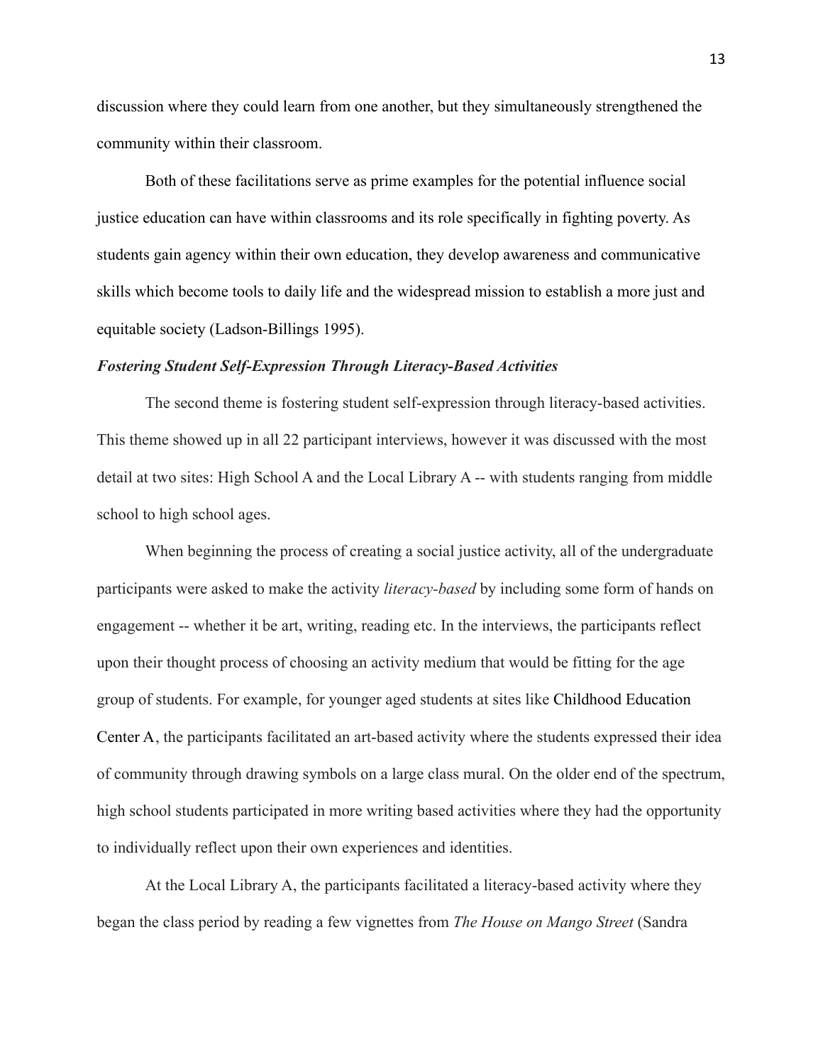discussion where they could learn from one another, but they simultaneously strengthened the community within their classroom.

Both of these facilitations serve as prime examples for the potential influence social justice education can have within classrooms and its role specifically in fighting poverty. As students gain agency within their own education, they develop awareness and communicative skills which become tools to daily life and the widespread mission to establish a more just and equitable society (Ladson-Billings 1995).

### *Fostering Student Self-Expression Through Literacy-Based Activities*

The second theme is fostering student self-expression through literacy-based activities. This theme showed up in all 22 participant interviews, however it was discussed with the most detail at two sites: High School A and the Local Library A -- with students ranging from middle school to high school ages.

When beginning the process of creating a social justice activity, all of the undergraduate participants were asked to make the activity *literacy-based* by including some form of hands on engagement -- whether it be art, writing, reading etc. In the interviews, the participants reflect upon their thought process of choosing an activity medium that would be fitting for the age group of students. For example, for younger aged students at sites like Childhood Education Center A, the participants facilitated an art-based activity where the students expressed their idea of community through drawing symbols on a large class mural. On the older end of the spectrum, high school students participated in more writing based activities where they had the opportunity to individually reflect upon their own experiences and identities.

At the Local Library A, the participants facilitated a literacy-based activity where they began the class period by reading a few vignettes from *The House on Mango Street* (Sandra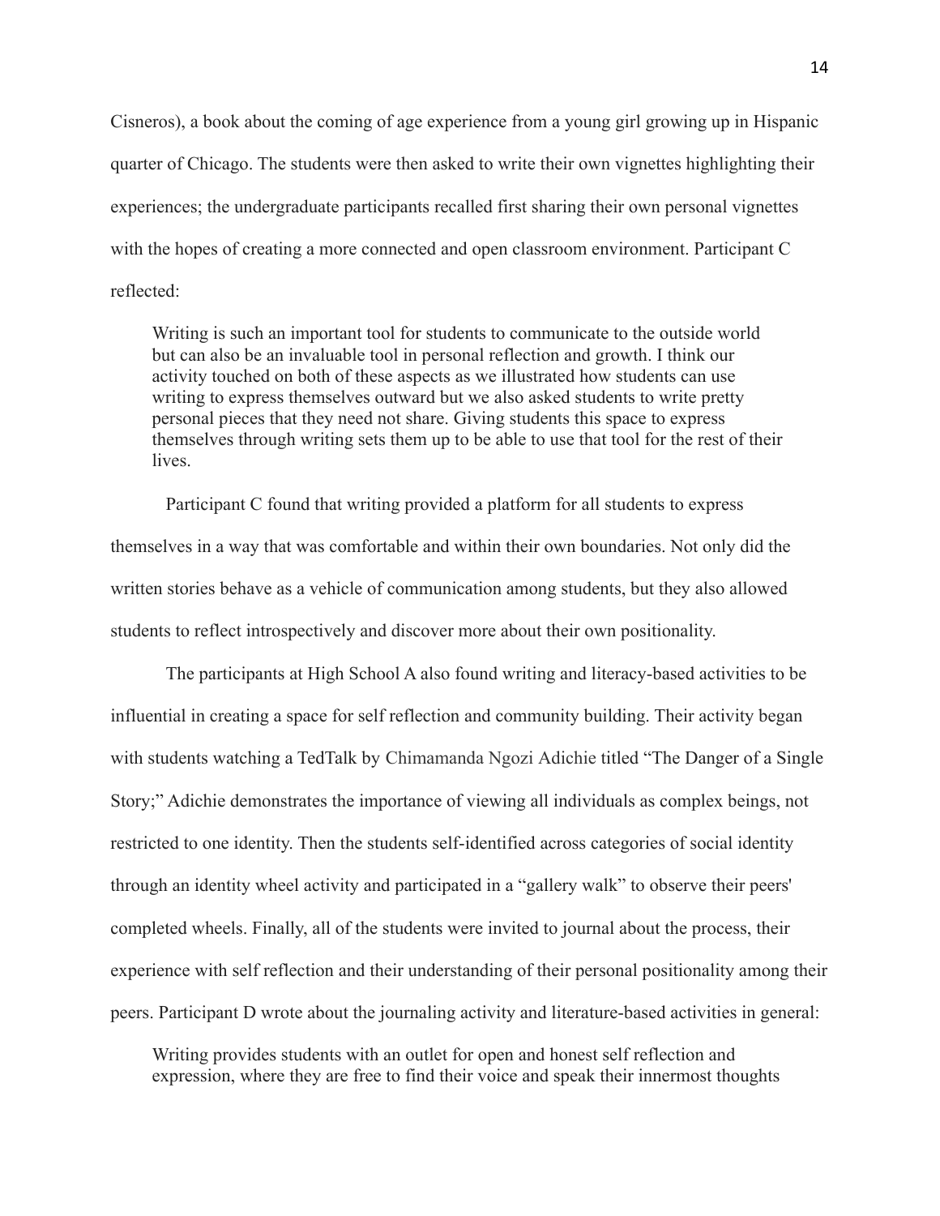Cisneros), a book about the coming of age experience from a young girl growing up in Hispanic quarter of Chicago. The students were then asked to write their own vignettes highlighting their experiences; the undergraduate participants recalled first sharing their own personal vignettes with the hopes of creating a more connected and open classroom environment. Participant C reflected:

> Writing is such an important tool for students to communicate to the outside world but can also be an invaluable tool in personal reflection and growth. I think our activity touched on both of these aspects as we illustrated how students can use writing to express themselves outward but we also asked students to write pretty personal pieces that they need not share. Giving students this space to express themselves through writing sets them up to be able to use that tool for the rest of their lives.

Participant C found that writing provided a platform for all students to express themselves in a way that was comfortable and within their own boundaries. Not only did the written stories behave as a vehicle of communication among students, but they also allowed students to reflect introspectively and discover more about their own positionality.

The participants at High School A also found writing and literacy-based activities to be influential in creating a space for self reflection and community building. Their activity began with students watching a TedTalk by Chimamanda Ngozi Adichie titled "The Danger of a Single Story;" Adichie demonstrates the importance of viewing all individuals as complex beings, not restricted to one identity. Then the students self-identified across categories of social identity through an identity wheel activity and participated in a "gallery walk" to observe their peers' completed wheels. Finally, all of the students were invited to journal about the process, their experience with self reflection and their understanding of their personal positionality among their peers. Participant D wrote about the journaling activity and literature-based activities in general:

> Writing provides students with an outlet for open and honest self reflection and expression, where they are free to find their voice and speak their innermost thoughts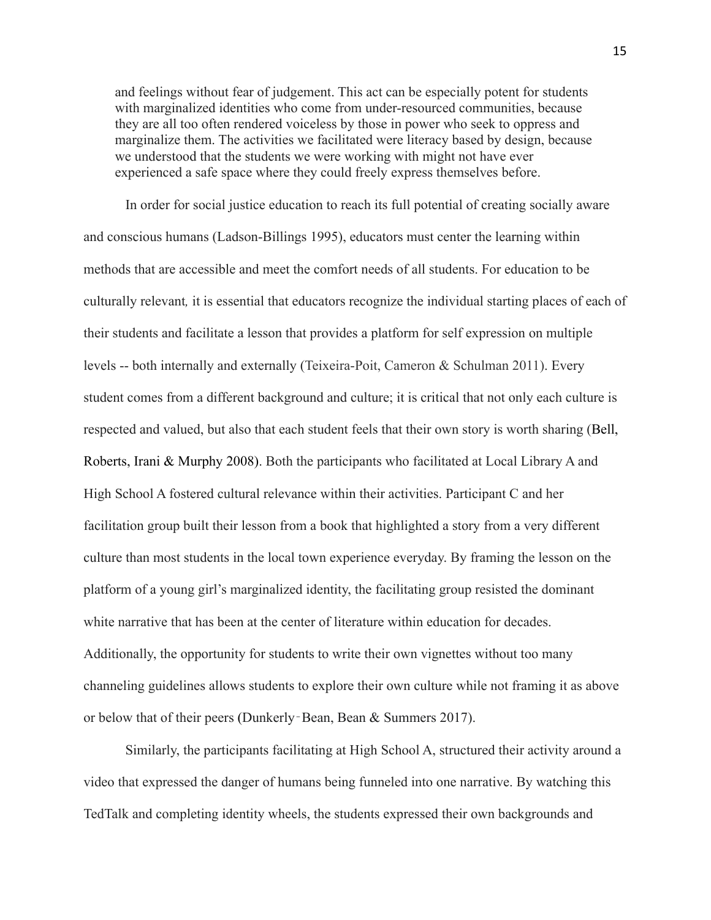> and feelings without fear of judgement. This act can be especially potent for students with marginalized identities who come from under-resourced communities, because they are all too often rendered voiceless by those in power who seek to oppress and marginalize them. The activities we facilitated were literacy based by design, because we understood that the students we were working with might not have ever experienced a safe space where they could freely express themselves before.

In order for social justice education to reach its full potential of creating socially aware and conscious humans (Ladson-Billings 1995), educators must center the learning within methods that are accessible and meet the comfort needs of all students. For education to be culturally relevant*,* it is essential that educators recognize the individual starting places of each of their students and facilitate a lesson that provides a platform for self expression on multiple levels -- both internally and externally (Teixeira-Poit, Cameron & Schulman 2011). Every student comes from a different background and culture; it is critical that not only each culture is respected and valued, but also that each student feels that their own story is worth sharing (Bell, Roberts, Irani & Murphy 2008). Both the participants who facilitated at Local Library A and High School A fostered cultural relevance within their activities. Participant C and her facilitation group built their lesson from a book that highlighted a story from a very different culture than most students in the local town experience everyday. By framing the lesson on the platform of a young girl's marginalized identity, the facilitating group resisted the dominant white narrative that has been at the center of literature within education for decades. Additionally, the opportunity for students to write their own vignettes without too many channeling guidelines allows students to explore their own culture while not framing it as above or below that of their peers (Dunkerly‑Bean, Bean & Summers 2017).

Similarly, the participants facilitating at High School A, structured their activity around a video that expressed the danger of humans being funneled into one narrative. By watching this TedTalk and completing identity wheels, the students expressed their own backgrounds and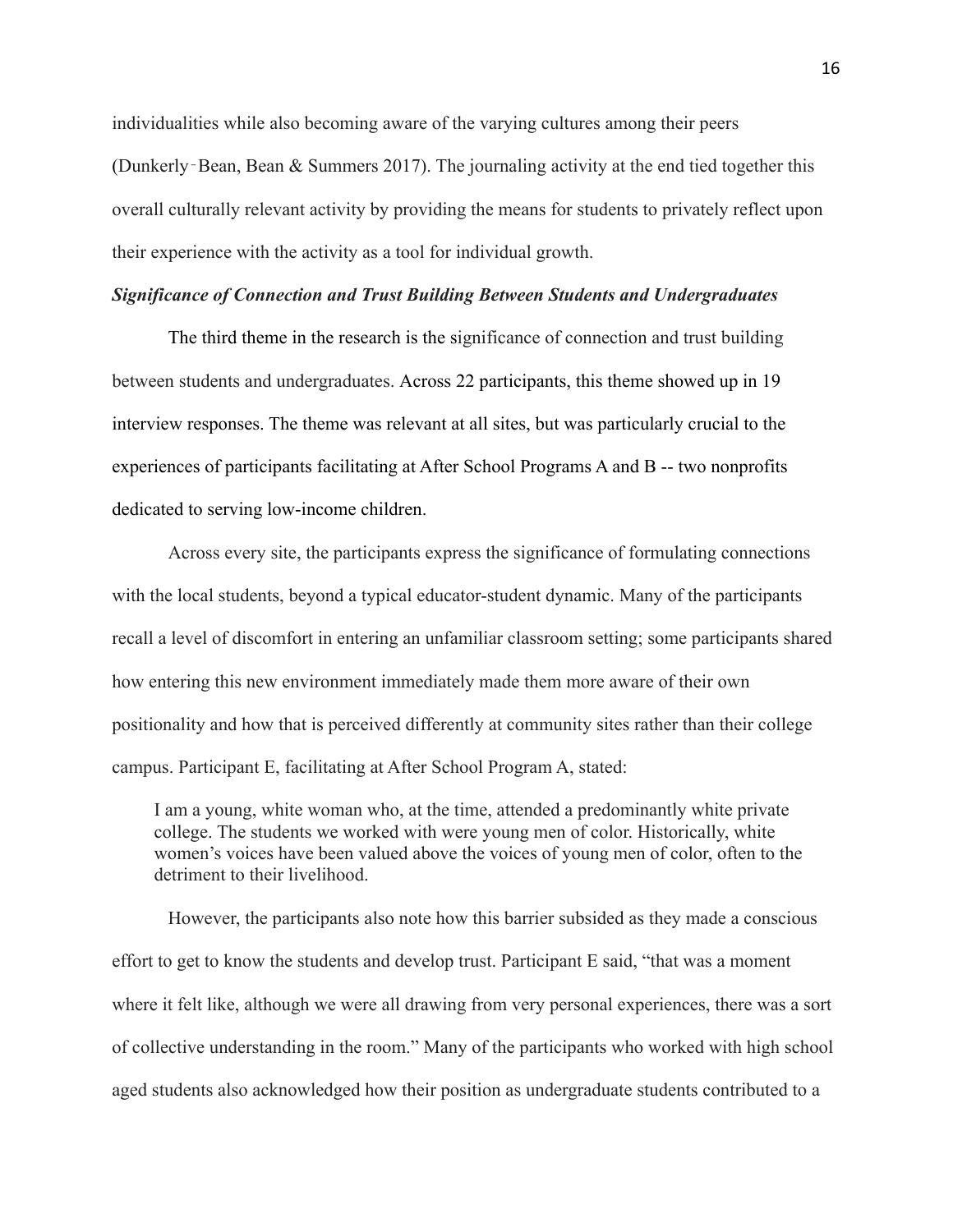individualities while also becoming aware of the varying cultures among their peers (Dunkerly‑Bean, Bean & Summers 2017). The journaling activity at the end tied together this overall culturally relevant activity by providing the means for students to privately reflect upon their experience with the activity as a tool for individual growth.

***Significance of Connection and Trust Building Between Students and Undergraduates***

The third theme in the research is the significance of connection and trust building between students and undergraduates. Across 22 participants, this theme showed up in 19 interview responses. The theme was relevant at all sites, but was particularly crucial to the experiences of participants facilitating at After School Programs A and B -- two nonprofits dedicated to serving low-income children.

Across every site, the participants express the significance of formulating connections with the local students, beyond a typical educator-student dynamic. Many of the participants recall a level of discomfort in entering an unfamiliar classroom setting; some participants shared how entering this new environment immediately made them more aware of their own positionality and how that is perceived differently at community sites rather than their college campus. Participant E, facilitating at After School Program A, stated:

> I am a young, white woman who, at the time, attended a predominantly white private college. The students we worked with were young men of color. Historically, white women's voices have been valued above the voices of young men of color, often to the detriment to their livelihood.

However, the participants also note how this barrier subsided as they made a conscious effort to get to know the students and develop trust. Participant E said, "that was a moment where it felt like, although we were all drawing from very personal experiences, there was a sort of collective understanding in the room." Many of the participants who worked with high school aged students also acknowledged how their position as undergraduate students contributed to a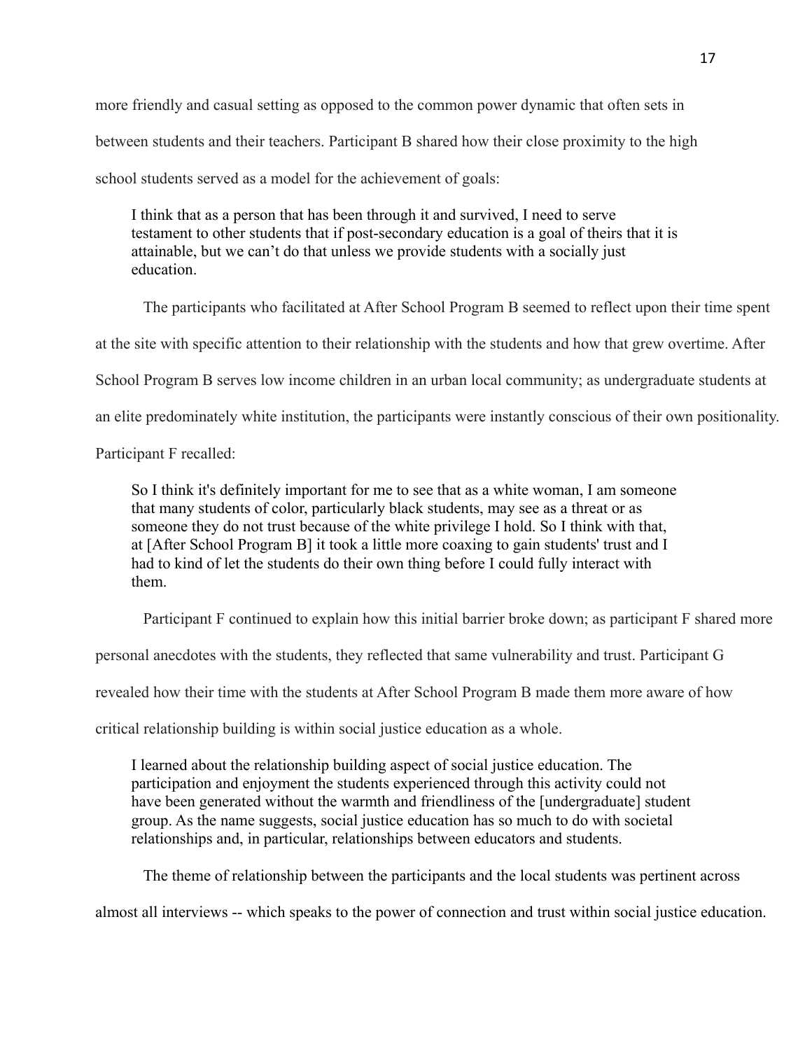more friendly and casual setting as opposed to the common power dynamic that often sets in between students and their teachers. Participant B shared how their close proximity to the high school students served as a model for the achievement of goals:

> I think that as a person that has been through it and survived, I need to serve testament to other students that if post-secondary education is a goal of theirs that it is attainable, but we can't do that unless we provide students with a socially just education.

The participants who facilitated at After School Program B seemed to reflect upon their time spent at the site with specific attention to their relationship with the students and how that grew overtime. After School Program B serves low income children in an urban local community; as undergraduate students at an elite predominately white institution, the participants were instantly conscious of their own positionality. Participant F recalled:

> So I think it's definitely important for me to see that as a white woman, I am someone that many students of color, particularly black students, may see as a threat or as someone they do not trust because of the white privilege I hold. So I think with that, at [After School Program B] it took a little more coaxing to gain students' trust and I had to kind of let the students do their own thing before I could fully interact with them.

Participant F continued to explain how this initial barrier broke down; as participant F shared more personal anecdotes with the students, they reflected that same vulnerability and trust. Participant G revealed how their time with the students at After School Program B made them more aware of how critical relationship building is within social justice education as a whole.

> I learned about the relationship building aspect of social justice education. The participation and enjoyment the students experienced through this activity could not have been generated without the warmth and friendliness of the [undergraduate] student group. As the name suggests, social justice education has so much to do with societal relationships and, in particular, relationships between educators and students.

The theme of relationship between the participants and the local students was pertinent across almost all interviews -- which speaks to the power of connection and trust within social justice education.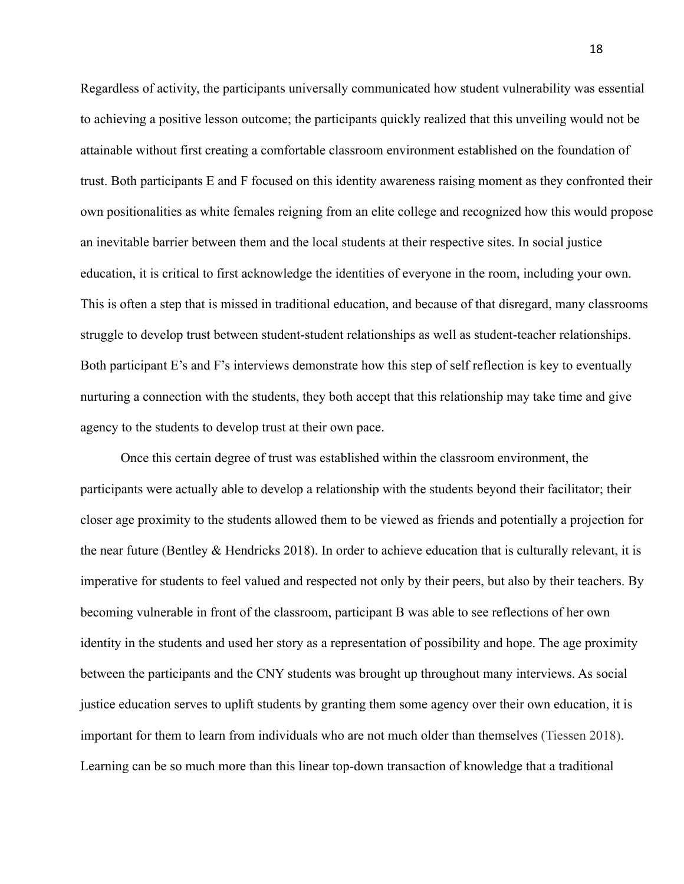Regardless of activity, the participants universally communicated how student vulnerability was essential to achieving a positive lesson outcome; the participants quickly realized that this unveiling would not be attainable without first creating a comfortable classroom environment established on the foundation of trust. Both participants E and F focused on this identity awareness raising moment as they confronted their own positionalities as white females reigning from an elite college and recognized how this would propose an inevitable barrier between them and the local students at their respective sites. In social justice education, it is critical to first acknowledge the identities of everyone in the room, including your own. This is often a step that is missed in traditional education, and because of that disregard, many classrooms struggle to develop trust between student-student relationships as well as student-teacher relationships. Both participant E's and F's interviews demonstrate how this step of self reflection is key to eventually nurturing a connection with the students, they both accept that this relationship may take time and give agency to the students to develop trust at their own pace.

Once this certain degree of trust was established within the classroom environment, the participants were actually able to develop a relationship with the students beyond their facilitator; their closer age proximity to the students allowed them to be viewed as friends and potentially a projection for the near future (Bentley & Hendricks 2018). In order to achieve education that is culturally relevant, it is imperative for students to feel valued and respected not only by their peers, but also by their teachers. By becoming vulnerable in front of the classroom, participant B was able to see reflections of her own identity in the students and used her story as a representation of possibility and hope. The age proximity between the participants and the CNY students was brought up throughout many interviews. As social justice education serves to uplift students by granting them some agency over their own education, it is important for them to learn from individuals who are not much older than themselves (Tiessen 2018). Learning can be so much more than this linear top-down transaction of knowledge that a traditional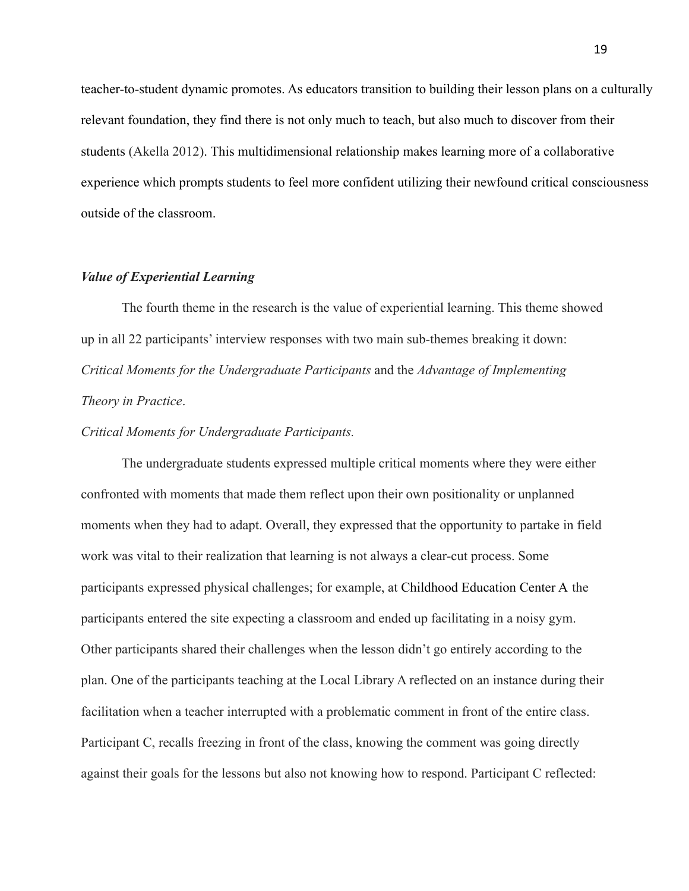teacher-to-student dynamic promotes. As educators transition to building their lesson plans on a culturally relevant foundation, they find there is not only much to teach, but also much to discover from their students (Akella 2012). This multidimensional relationship makes learning more of a collaborative experience which prompts students to feel more confident utilizing their newfound critical consciousness outside of the classroom.

### ***Value of Experiential Learning***

The fourth theme in the research is the value of experiential learning. This theme showed up in all 22 participants' interview responses with two main sub-themes breaking it down: *Critical Moments for the Undergraduate Participants* and the *Advantage of Implementing Theory in Practice*.

#### *Critical Moments for Undergraduate Participants.*

The undergraduate students expressed multiple critical moments where they were either confronted with moments that made them reflect upon their own positionality or unplanned moments when they had to adapt. Overall, they expressed that the opportunity to partake in field work was vital to their realization that learning is not always a clear-cut process. Some participants expressed physical challenges; for example, at Childhood Education Center A the participants entered the site expecting a classroom and ended up facilitating in a noisy gym. Other participants shared their challenges when the lesson didn't go entirely according to the plan. One of the participants teaching at the Local Library A reflected on an instance during their facilitation when a teacher interrupted with a problematic comment in front of the entire class. Participant C, recalls freezing in front of the class, knowing the comment was going directly against their goals for the lessons but also not knowing how to respond. Participant C reflected: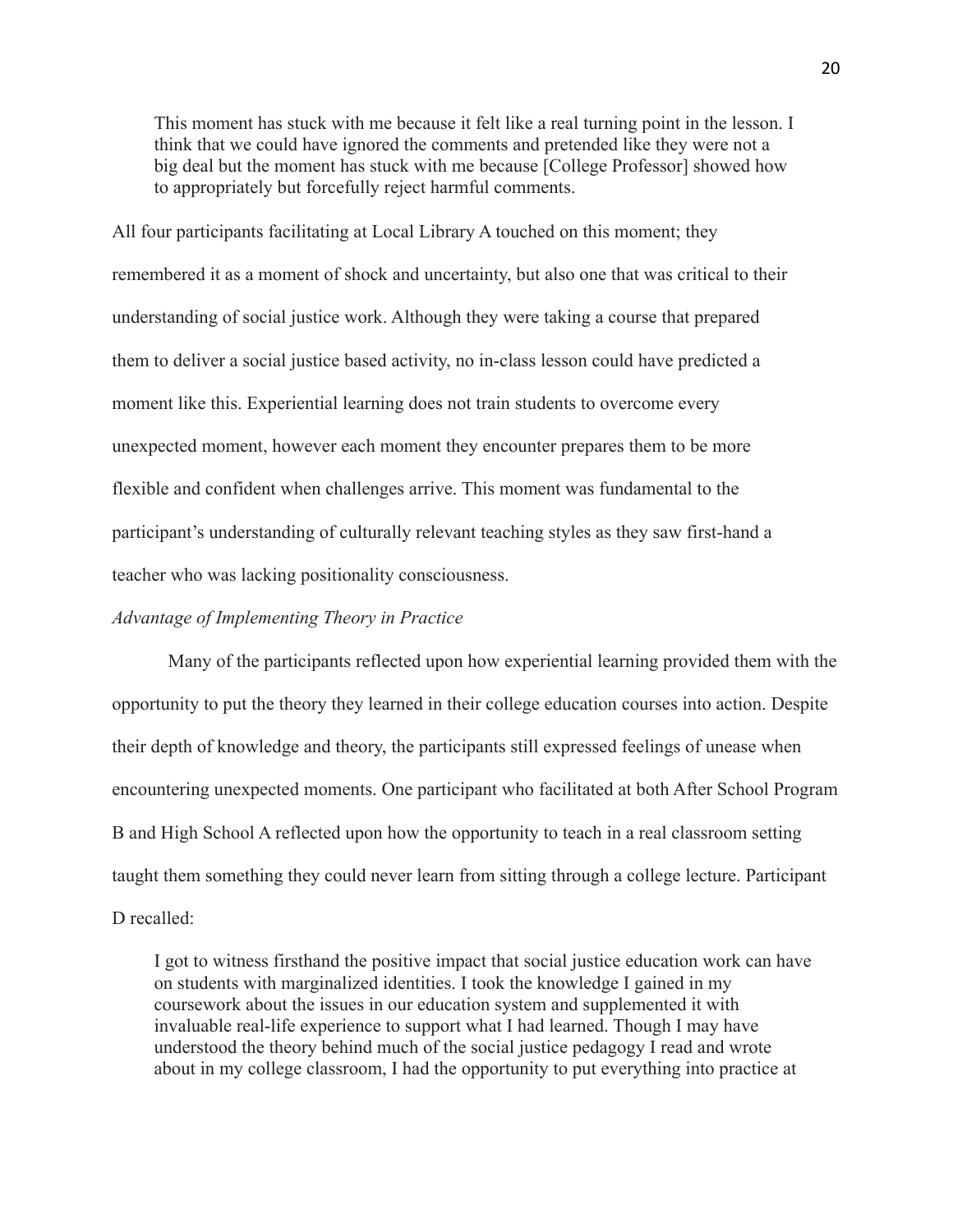> This moment has stuck with me because it felt like a real turning point in the lesson. I think that we could have ignored the comments and pretended like they were not a big deal but the moment has stuck with me because [College Professor] showed how to appropriately but forcefully reject harmful comments.

All four participants facilitating at Local Library A touched on this moment; they remembered it as a moment of shock and uncertainty, but also one that was critical to their understanding of social justice work. Although they were taking a course that prepared them to deliver a social justice based activity, no in-class lesson could have predicted a moment like this. Experiential learning does not train students to overcome every unexpected moment, however each moment they encounter prepares them to be more flexible and confident when challenges arrive. This moment was fundamental to the participant's understanding of culturally relevant teaching styles as they saw first-hand a teacher who was lacking positionality consciousness.

*Advantage of Implementing Theory in Practice*

Many of the participants reflected upon how experiential learning provided them with the opportunity to put the theory they learned in their college education courses into action. Despite their depth of knowledge and theory, the participants still expressed feelings of unease when encountering unexpected moments. One participant who facilitated at both After School Program B and High School A reflected upon how the opportunity to teach in a real classroom setting taught them something they could never learn from sitting through a college lecture. Participant D recalled:

> I got to witness firsthand the positive impact that social justice education work can have on students with marginalized identities. I took the knowledge I gained in my coursework about the issues in our education system and supplemented it with invaluable real-life experience to support what I had learned. Though I may have understood the theory behind much of the social justice pedagogy I read and wrote about in my college classroom, I had the opportunity to put everything into practice at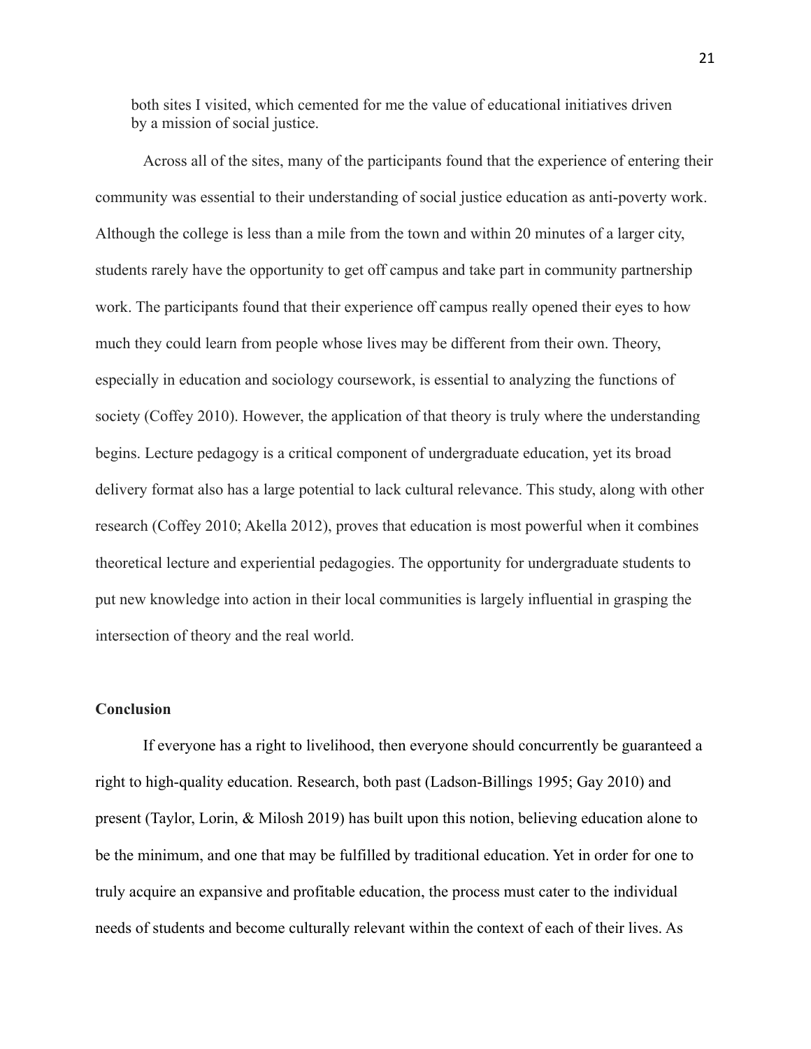both sites I visited, which cemented for me the value of educational initiatives driven by a mission of social justice.

Across all of the sites, many of the participants found that the experience of entering their community was essential to their understanding of social justice education as anti-poverty work. Although the college is less than a mile from the town and within 20 minutes of a larger city, students rarely have the opportunity to get off campus and take part in community partnership work. The participants found that their experience off campus really opened their eyes to how much they could learn from people whose lives may be different from their own. Theory, especially in education and sociology coursework, is essential to analyzing the functions of society (Coffey 2010). However, the application of that theory is truly where the understanding begins. Lecture pedagogy is a critical component of undergraduate education, yet its broad delivery format also has a large potential to lack cultural relevance. This study, along with other research (Coffey 2010; Akella 2012), proves that education is most powerful when it combines theoretical lecture and experiential pedagogies. The opportunity for undergraduate students to put new knowledge into action in their local communities is largely influential in grasping the intersection of theory and the real world.

**Conclusion**

If everyone has a right to livelihood, then everyone should concurrently be guaranteed a right to high-quality education. Research, both past (Ladson-Billings 1995; Gay 2010) and present (Taylor, Lorin, & Milosh 2019) has built upon this notion, believing education alone to be the minimum, and one that may be fulfilled by traditional education. Yet in order for one to truly acquire an expansive and profitable education, the process must cater to the individual needs of students and become culturally relevant within the context of each of their lives. As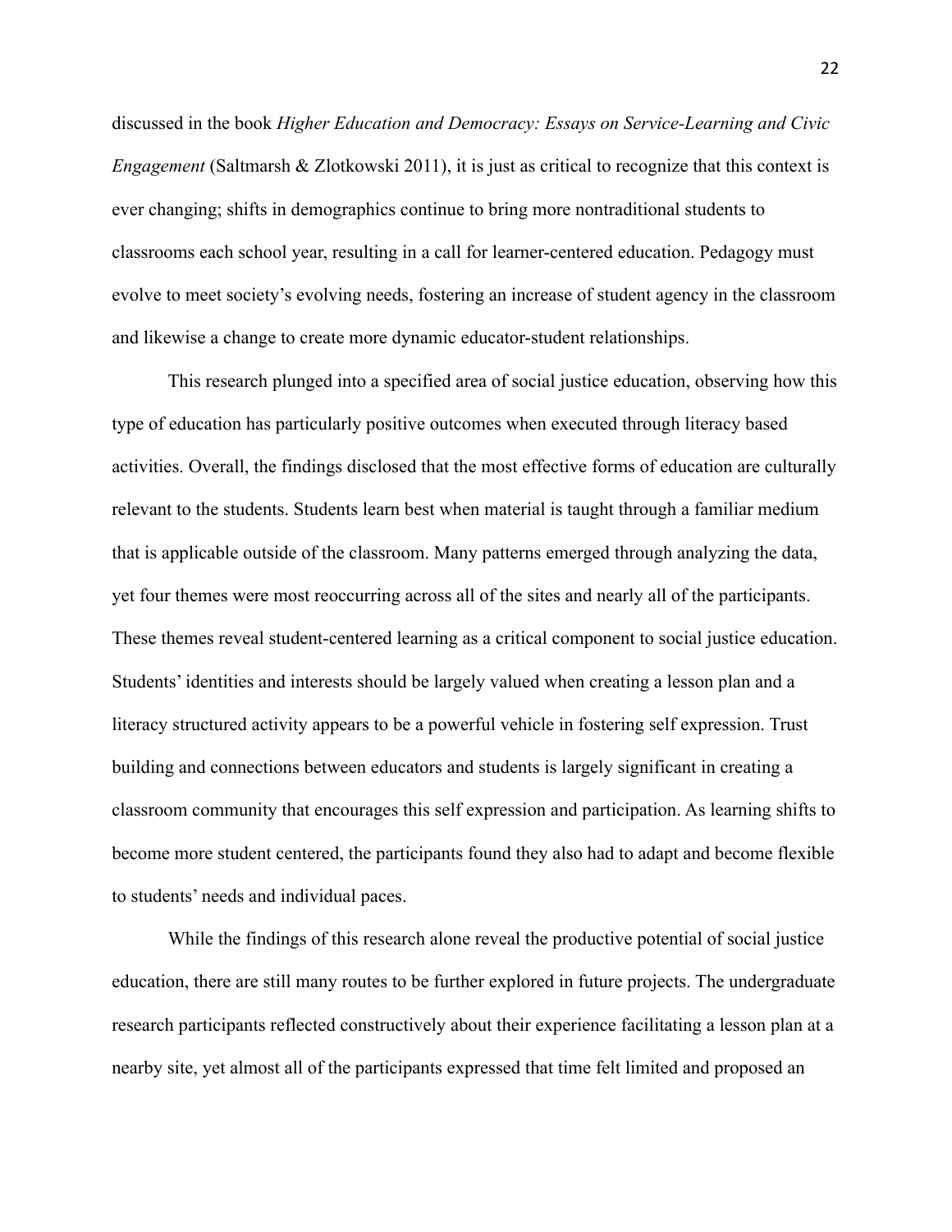discussed in the book *Higher Education and Democracy: Essays on Service-Learning and Civic Engagement* (Saltmarsh & Zlotkowski 2011), it is just as critical to recognize that this context is ever changing; shifts in demographics continue to bring more nontraditional students to classrooms each school year, resulting in a call for learner-centered education. Pedagogy must evolve to meet society's evolving needs, fostering an increase of student agency in the classroom and likewise a change to create more dynamic educator-student relationships.

This research plunged into a specified area of social justice education, observing how this type of education has particularly positive outcomes when executed through literacy based activities. Overall, the findings disclosed that the most effective forms of education are culturally relevant to the students. Students learn best when material is taught through a familiar medium that is applicable outside of the classroom. Many patterns emerged through analyzing the data, yet four themes were most reoccurring across all of the sites and nearly all of the participants. These themes reveal student-centered learning as a critical component to social justice education. Students' identities and interests should be largely valued when creating a lesson plan and a literacy structured activity appears to be a powerful vehicle in fostering self expression. Trust building and connections between educators and students is largely significant in creating a classroom community that encourages this self expression and participation. As learning shifts to become more student centered, the participants found they also had to adapt and become flexible to students' needs and individual paces.

While the findings of this research alone reveal the productive potential of social justice education, there are still many routes to be further explored in future projects. The undergraduate research participants reflected constructively about their experience facilitating a lesson plan at a nearby site, yet almost all of the participants expressed that time felt limited and proposed an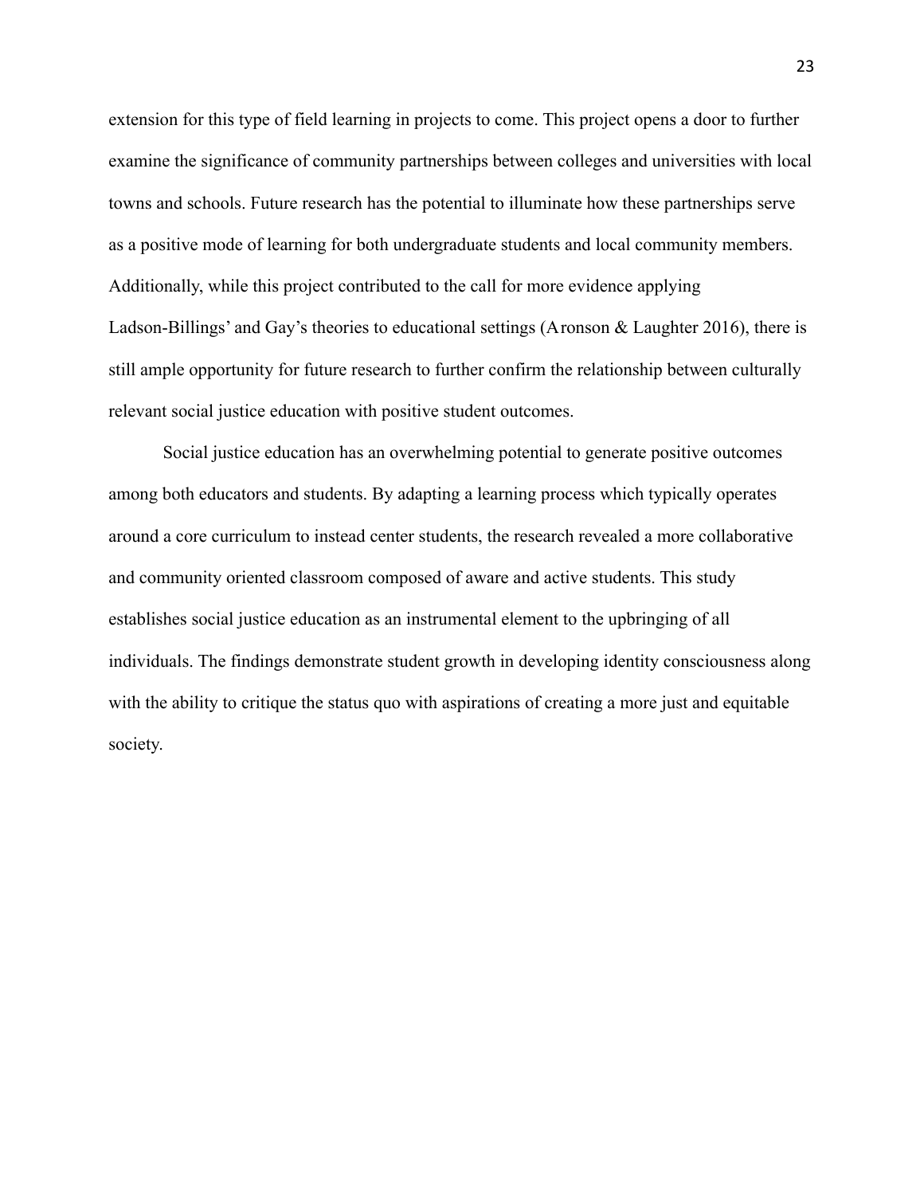extension for this type of field learning in projects to come. This project opens a door to further examine the significance of community partnerships between colleges and universities with local towns and schools. Future research has the potential to illuminate how these partnerships serve as a positive mode of learning for both undergraduate students and local community members. Additionally, while this project contributed to the call for more evidence applying Ladson-Billings' and Gay's theories to educational settings (Aronson & Laughter 2016), there is still ample opportunity for future research to further confirm the relationship between culturally relevant social justice education with positive student outcomes.

Social justice education has an overwhelming potential to generate positive outcomes among both educators and students. By adapting a learning process which typically operates around a core curriculum to instead center students, the research revealed a more collaborative and community oriented classroom composed of aware and active students. This study establishes social justice education as an instrumental element to the upbringing of all individuals. The findings demonstrate student growth in developing identity consciousness along with the ability to critique the status quo with aspirations of creating a more just and equitable society.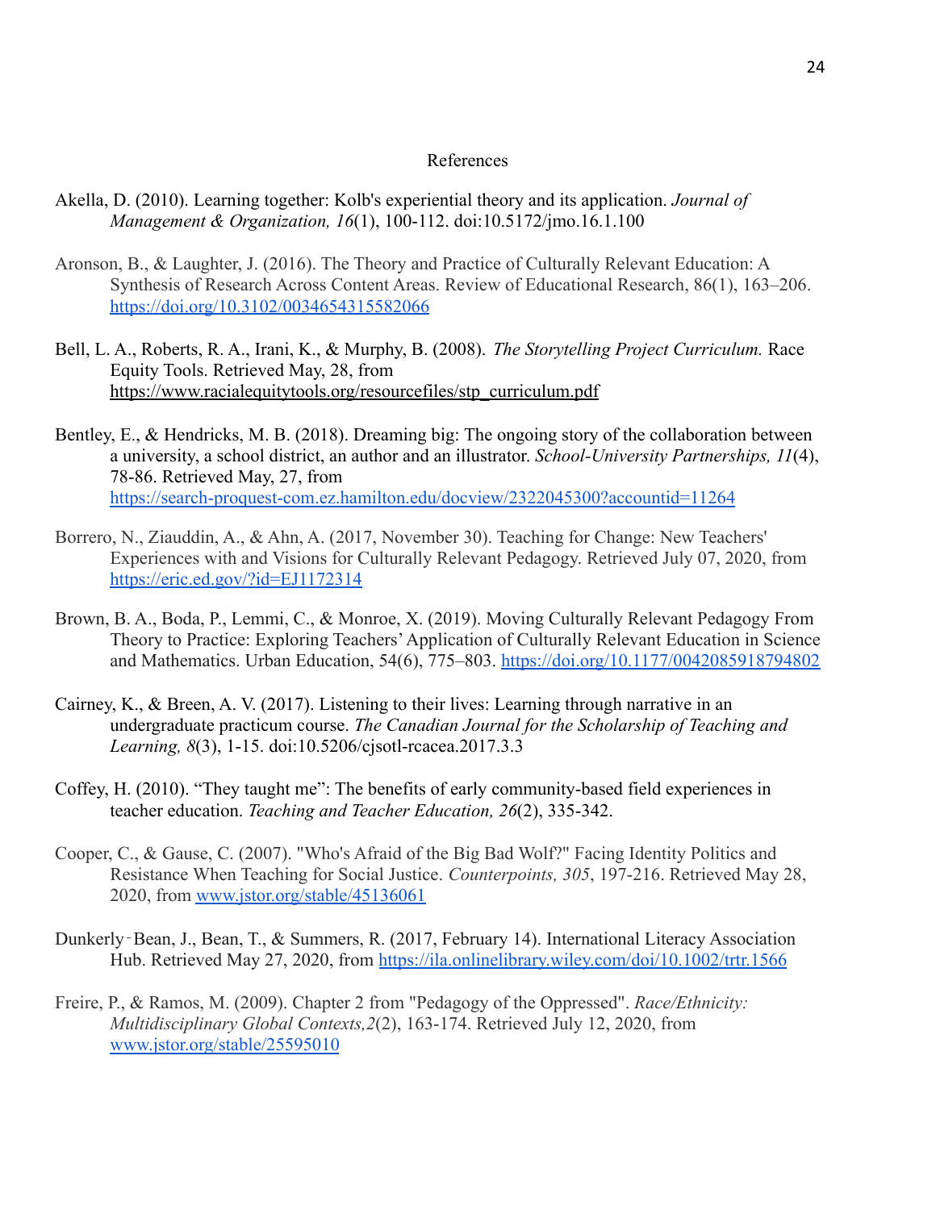# References

Akella, D. (2010). Learning together: Kolb's experiential theory and its application. *Journal of Management & Organization, 16*(1), 100-112. doi:10.5172/jmo.16.1.100

Aronson, B., & Laughter, J. (2016). The Theory and Practice of Culturally Relevant Education: A Synthesis of Research Across Content Areas. Review of Educational Research, 86(1), 163–206. https://doi.org/10.3102/0034654315582066

Bell, L. A., Roberts, R. A., Irani, K., & Murphy, B. (2008). *The Storytelling Project Curriculum.* Race Equity Tools. Retrieved May, 28, from https://www.racialequitytools.org/resourcefiles/stp_curriculum.pdf

Bentley, E., & Hendricks, M. B. (2018). Dreaming big: The ongoing story of the collaboration between a university, a school district, an author and an illustrator. *School-University Partnerships, 11*(4), 78-86. Retrieved May, 27, from https://search-proquest-com.ez.hamilton.edu/docview/2322045300?accountid=11264

Borrero, N., Ziauddin, A., & Ahn, A. (2017, November 30). Teaching for Change: New Teachers' Experiences with and Visions for Culturally Relevant Pedagogy. Retrieved July 07, 2020, from https://eric.ed.gov/?id=EJ1172314

Brown, B. A., Boda, P., Lemmi, C., & Monroe, X. (2019). Moving Culturally Relevant Pedagogy From Theory to Practice: Exploring Teachers' Application of Culturally Relevant Education in Science and Mathematics. Urban Education, 54(6), 775–803. https://doi.org/10.1177/0042085918794802

Cairney, K., & Breen, A. V. (2017). Listening to their lives: Learning through narrative in an undergraduate practicum course. *The Canadian Journal for the Scholarship of Teaching and Learning, 8*(3), 1-15. doi:10.5206/cjsotl-rcacea.2017.3.3

Coffey, H. (2010). "They taught me": The benefits of early community-based field experiences in teacher education. *Teaching and Teacher Education, 26*(2), 335-342.

Cooper, C., & Gause, C. (2007). "Who's Afraid of the Big Bad Wolf?" Facing Identity Politics and Resistance When Teaching for Social Justice. *Counterpoints, 305*, 197-216. Retrieved May 28, 2020, from www.jstor.org/stable/45136061

Dunkerly‐Bean, J., Bean, T., & Summers, R. (2017, February 14). International Literacy Association Hub. Retrieved May 27, 2020, from https://ila.onlinelibrary.wiley.com/doi/10.1002/trtr.1566

Freire, P., & Ramos, M. (2009). Chapter 2 from "Pedagogy of the Oppressed". *Race/Ethnicity: Multidisciplinary Global Contexts,2*(2), 163-174. Retrieved July 12, 2020, from www.jstor.org/stable/25595010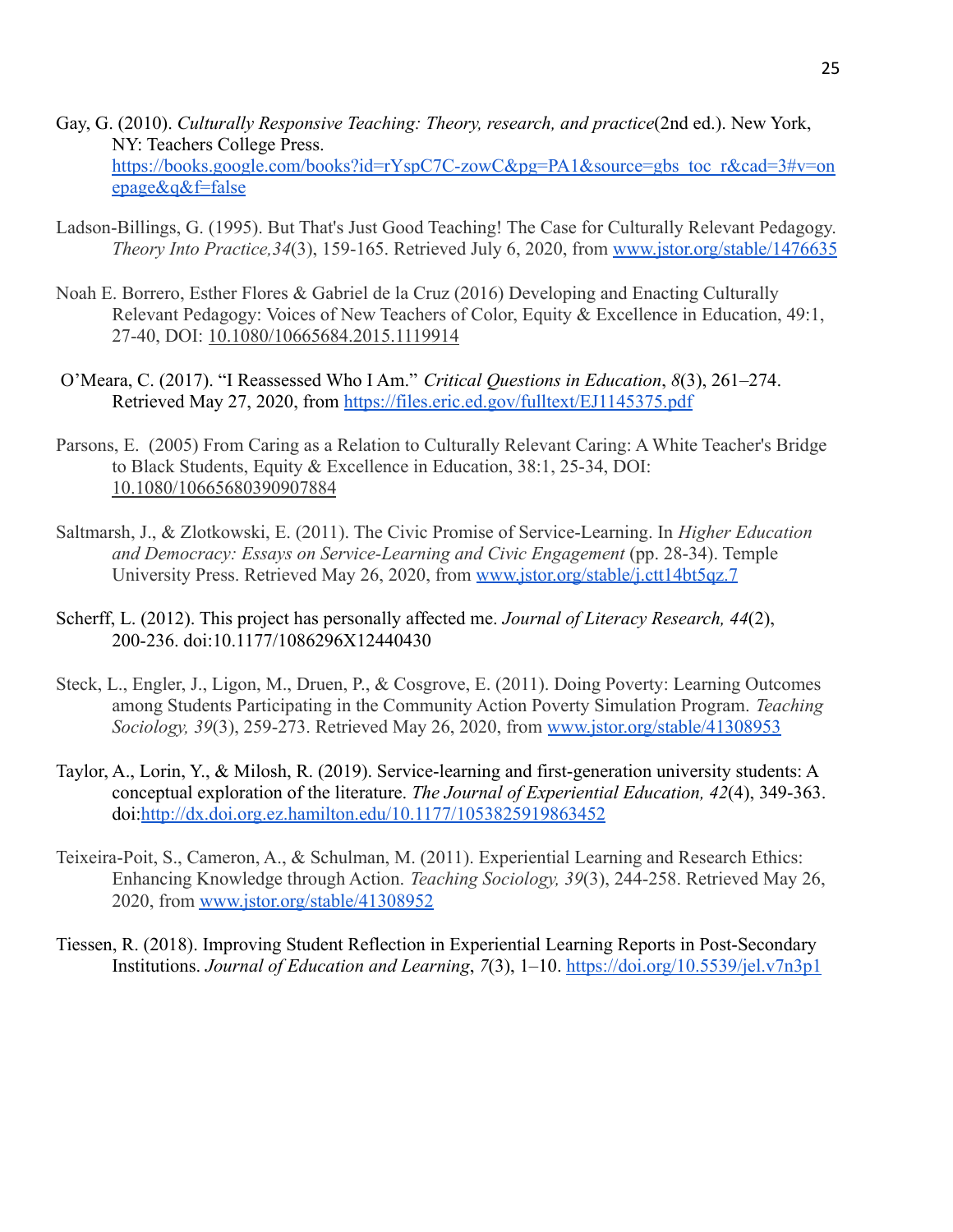Gay, G. (2010). *Culturally Responsive Teaching: Theory, research, and practice*(2nd ed.). New York, NY: Teachers College Press. https://books.google.com/books?id=rYspC7C-zowC&pg=PA1&source=gbs_toc_r&cad=3#v=onepage&q&f=false

Ladson-Billings, G. (1995). But That's Just Good Teaching! The Case for Culturally Relevant Pedagogy. *Theory Into Practice,34*(3), 159-165. Retrieved July 6, 2020, from www.jstor.org/stable/1476635

Noah E. Borrero, Esther Flores & Gabriel de la Cruz (2016) Developing and Enacting Culturally Relevant Pedagogy: Voices of New Teachers of Color, Equity & Excellence in Education, 49:1, 27-40, DOI: 10.1080/10665684.2015.1119914

O'Meara, C. (2017). "I Reassessed Who I Am." *Critical Questions in Education*, *8*(3), 261–274. Retrieved May 27, 2020, from https://files.eric.ed.gov/fulltext/EJ1145375.pdf

Parsons, E. (2005) From Caring as a Relation to Culturally Relevant Caring: A White Teacher's Bridge to Black Students, Equity & Excellence in Education, 38:1, 25-34, DOI: 10.1080/10665680390907884

Saltmarsh, J., & Zlotkowski, E. (2011). The Civic Promise of Service-Learning. In *Higher Education and Democracy: Essays on Service-Learning and Civic Engagement* (pp. 28-34). Temple University Press. Retrieved May 26, 2020, from www.jstor.org/stable/j.ctt14bt5qz.7

Scherff, L. (2012). This project has personally affected me. *Journal of Literacy Research, 44*(2), 200-236. doi:10.1177/1086296X12440430

Steck, L., Engler, J., Ligon, M., Druen, P., & Cosgrove, E. (2011). Doing Poverty: Learning Outcomes among Students Participating in the Community Action Poverty Simulation Program. *Teaching Sociology, 39*(3), 259-273. Retrieved May 26, 2020, from www.jstor.org/stable/41308953

Taylor, A., Lorin, Y., & Milosh, R. (2019). Service-learning and first-generation university students: A conceptual exploration of the literature. *The Journal of Experiential Education, 42*(4), 349-363. doi:http://dx.doi.org.ez.hamilton.edu/10.1177/1053825919863452

Teixeira-Poit, S., Cameron, A., & Schulman, M. (2011). Experiential Learning and Research Ethics: Enhancing Knowledge through Action. *Teaching Sociology, 39*(3), 244-258. Retrieved May 26, 2020, from www.jstor.org/stable/41308952

Tiessen, R. (2018). Improving Student Reflection in Experiential Learning Reports in Post-Secondary Institutions. *Journal of Education and Learning*, *7*(3), 1–10. https://doi.org/10.5539/jel.v7n3p1